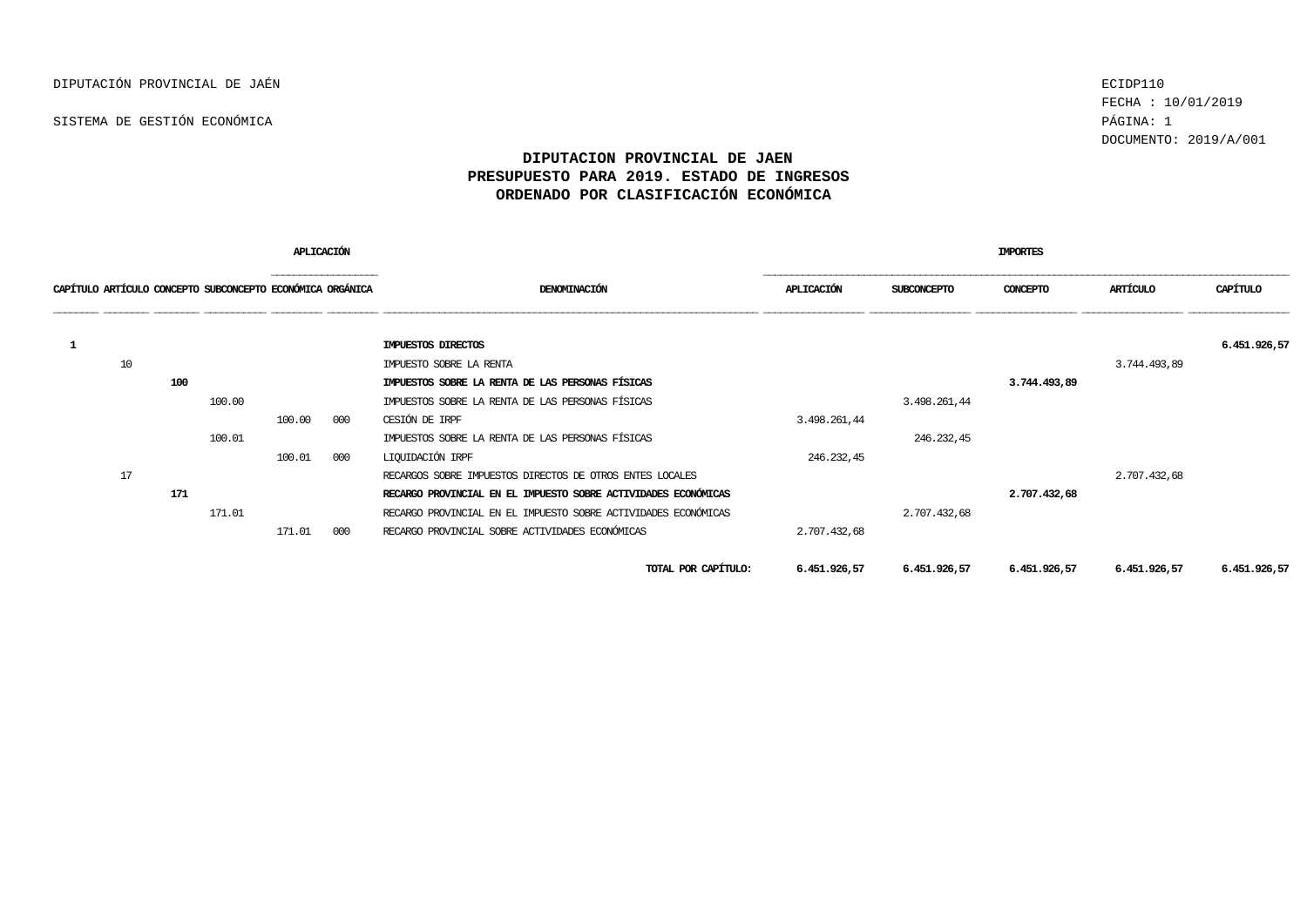DIPUTACIÓN PROVINCIAL DE JAÉN

SISTEMA DE GESTIÓN ECONÓMICA

ECIDP110
FECHA : 10/01/2019
DOCUMENTO: 2019/A/001

# DIPUTACION PROVINCIAL DE JAEN
## PRESUPUESTO PARA 2019. ESTADO DE INGRESOS
## ORDENADO POR CLASIFICACIÓN ECONÓMICA

| APLICACIÓN | | | | | | | IMPORTES | | | | |
|---|---|---|---|---|---|---|---|---|---|---|---|
| CAPÍTULO | ARTÍCULO | CONCEPTO | SUBCONCEPTO | ECONÓMICA | ORGÁNICA | DENOMINACIÓN | APLICACIÓN | SUBCONCEPTO | CONCEPTO | ARTÍCULO | CAPÍTULO |
| **1** | | | | | | **IMPUESTOS DIRECTOS** | | | | | **6.451.926,57** |
| | 10 | | | | | IMPUESTO SOBRE LA RENTA | | | | 3.744.493,89 | |
| | | **100** | | | | **IMPUESTOS SOBRE LA RENTA DE LAS PERSONAS FÍSICAS** | | | **3.744.493,89** | | |
| | | | 100.00 | | | IMPUESTOS SOBRE LA RENTA DE LAS PERSONAS FÍSICAS | | 3.498.261,44 | | | |
| | | | | 100.00 | 000 | CESIÓN DE IRPF | 3.498.261,44 | | | | |
| | | | 100.01 | | | IMPUESTOS SOBRE LA RENTA DE LAS PERSONAS FÍSICAS | | 246.232,45 | | | |
| | | | | 100.01 | 000 | LIQUIDACIÓN IRPF | 246.232,45 | | | | |
| | 17 | | | | | RECARGOS SOBRE IMPUESTOS DIRECTOS DE OTROS ENTES LOCALES | | | | 2.707.432,68 | |
| | | **171** | | | | **RECARGO PROVINCIAL EN EL IMPUESTO SOBRE ACTIVIDADES ECONÓMICAS** | | | **2.707.432,68** | | |
| | | | 171.01 | | | RECARGO PROVINCIAL EN EL IMPUESTO SOBRE ACTIVIDADES ECONÓMICAS | | 2.707.432,68 | | | |
| | | | | 171.01 | 000 | RECARGO PROVINCIAL SOBRE ACTIVIDADES ECONÓMICAS | 2.707.432,68 | | | | |
| | | | | | | **TOTAL POR CAPÍTULO:** | **6.451.926,57** | **6.451.926,57** | **6.451.926,57** | **6.451.926,57** | **6.451.926,57** |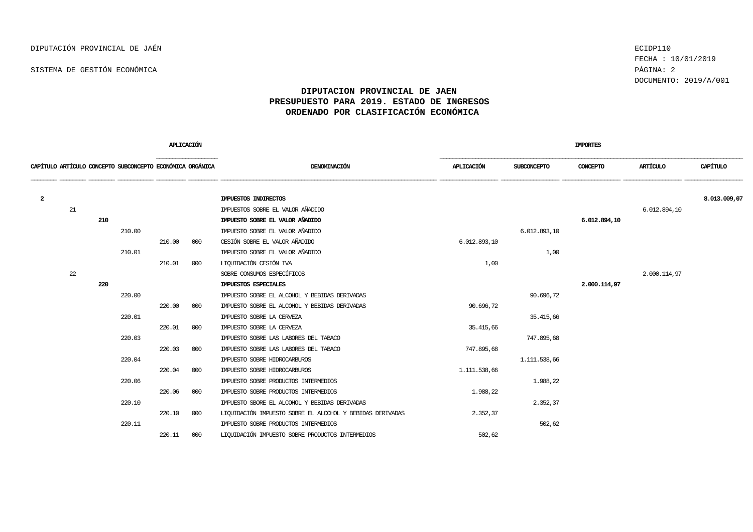DIPUTACIÓN PROVINCIAL DE JAÉN

SISTEMA DE GESTIÓN ECONÓMICA

ECIDP110
FECHA : 10/01/2019
DOCUMENTO: 2019/A/001

**DIPUTACION PROVINCIAL DE JAEN**
**PRESUPUESTO PARA 2019. ESTADO DE INGRESOS**
**ORDENADO POR CLASIFICACIÓN ECONÓMICA**

| CAPÍTULO | ARTÍCULO | CONCEPTO | SUBCONCEPTO | APLICACIÓN ECONÓMICA | APLICACIÓN ORGÁNICA | DENOMINACIÓN | IMPORTES APLICACIÓN | IMPORTES SUBCONCEPTO | IMPORTES CONCEPTO | IMPORTES ARTÍCULO | IMPORTES CAPÍTULO |
|---|---|---|---|---|---|---|---|---|---|---|---|
| **2** | | | | | | **IMPUESTOS INDIRECTOS** | | | | | **8.013.009,07** |
| | 21 | | | | | IMPUESTOS SOBRE EL VALOR AÑADIDO | | | | 6.012.894,10 | |
| | | **210** | | | | **IMPUESTO SOBRE EL VALOR AÑADIDO** | | | **6.012.894,10** | | |
| | | | 210.00 | | | IMPUESTO SOBRE EL VALOR AÑADIDO | | 6.012.893,10 | | | |
| | | | | 210.00 | 000 | CESIÓN SOBRE EL VALOR AÑADIDO | 6.012.893,10 | | | | |
| | | | 210.01 | | | IMPUESTO SOBRE EL VALOR AÑADIDO | | 1,00 | | | |
| | | | | 210.01 | 000 | LIQUIDACIÓN CESIÓN IVA | 1,00 | | | | |
| | 22 | | | | | SOBRE CONSUMOS ESPECÍFICOS | | | | 2.000.114,97 | |
| | | **220** | | | | **IMPUESTOS ESPECIALES** | | | **2.000.114,97** | | |
| | | | 220.00 | | | IMPUESTO SOBRE EL ALCOHOL Y BEBIDAS DERIVADAS | | 90.696,72 | | | |
| | | | | 220.00 | 000 | IMPUESTO SOBRE EL ALCOHOL Y BEBIDAS DERIVADAS | 90.696,72 | | | | |
| | | | 220.01 | | | IMPUESTO SOBRE LA CERVEZA | | 35.415,66 | | | |
| | | | | 220.01 | 000 | IMPUESTO SOBRE LA CERVEZA | 35.415,66 | | | | |
| | | | 220.03 | | | IMPUESTO SOBRE LAS LABORES DEL TABACO | | 747.895,68 | | | |
| | | | | 220.03 | 000 | IMPUESTO SOBRE LAS LABORES DEL TABACO | 747.895,68 | | | | |
| | | | 220.04 | | | IMPUESTO SOBRE HIDROCARBUROS | | 1.111.538,66 | | | |
| | | | | 220.04 | 000 | IMPUESTO SOBRE HIDROCARBUROS | 1.111.538,66 | | | | |
| | | | 220.06 | | | IMPUESTO SOBRE PRODUCTOS INTERMEDIOS | | 1.988,22 | | | |
| | | | | 220.06 | 000 | IMPUESTO SOBRE PRODUCTOS INTERMEDIOS | 1.988,22 | | | | |
| | | | 220.10 | | | IMPUESTO SBORE EL ALCOHOL Y BEBIDAS DERIVADAS | | 2.352,37 | | | |
| | | | | 220.10 | 000 | LIQUIDACIÓN IMPUESTO SOBRE EL ALCOHOL Y BEBIDAS DERIVADAS | 2.352,37 | | | | |
| | | | 220.11 | | | IMPUESTO SOBRE PRODUCTOS INTERMEDIOS | | 502,62 | | | |
| | | | | 220.11 | 000 | LIQUIDACIÓN IMPUESTO SOBRE PRODUCTOS INTERMEDIOS | 502,62 | | | | |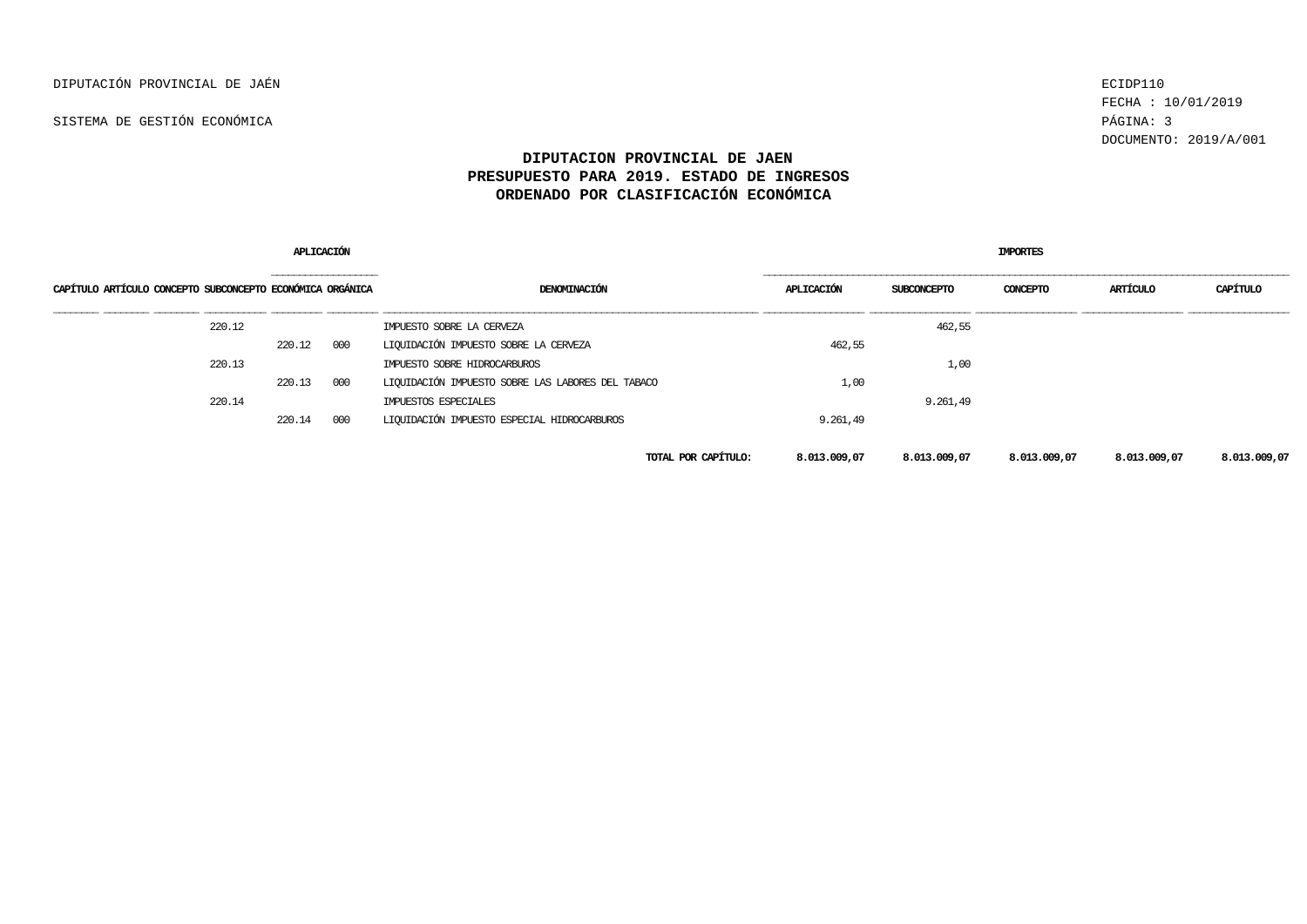DIPUTACIÓN PROVINCIAL DE JAÉN

SISTEMA DE GESTIÓN ECONÓMICA

ECIDP110
FECHA : 10/01/2019
DOCUMENTO: 2019/A/001

# DIPUTACION PROVINCIAL DE JAEN
## PRESUPUESTO PARA 2019. ESTADO DE INGRESOS
## ORDENADO POR CLASIFICACIÓN ECONÓMICA

| APLICACIÓN | | | | | | | IMPORTES | | | | |
|---|---|---|---|---|---|---|---|---|---|---|---|
| CAPÍTULO | ARTÍCULO | CONCEPTO | SUBCONCEPTO | ECONÓMICA | ORGÁNICA | DENOMINACIÓN | APLICACIÓN | SUBCONCEPTO | CONCEPTO | ARTÍCULO | CAPÍTULO |
| | | | 220.12 | | | IMPUESTO SOBRE LA CERVEZA | | 462,55 | | | |
| | | | | 220.12 | 000 | LIQUIDACIÓN IMPUESTO SOBRE LA CERVEZA | 462,55 | | | | |
| | | | 220.13 | | | IMPUESTO SOBRE HIDROCARBUROS | | 1,00 | | | |
| | | | | 220.13 | 000 | LIQUIDACIÓN IMPUESTO SOBRE LAS LABORES DEL TABACO | 1,00 | | | | |
| | | | 220.14 | | | IMPUESTOS ESPECIALES | | 9.261,49 | | | |
| | | | | 220.14 | 000 | LIQUIDACIÓN IMPUESTO ESPECIAL HIDROCARBUROS | 9.261,49 | | | | |
| | | | | | | **TOTAL POR CAPÍTULO:** | **8.013.009,07** | **8.013.009,07** | **8.013.009,07** | **8.013.009,07** | **8.013.009,07** |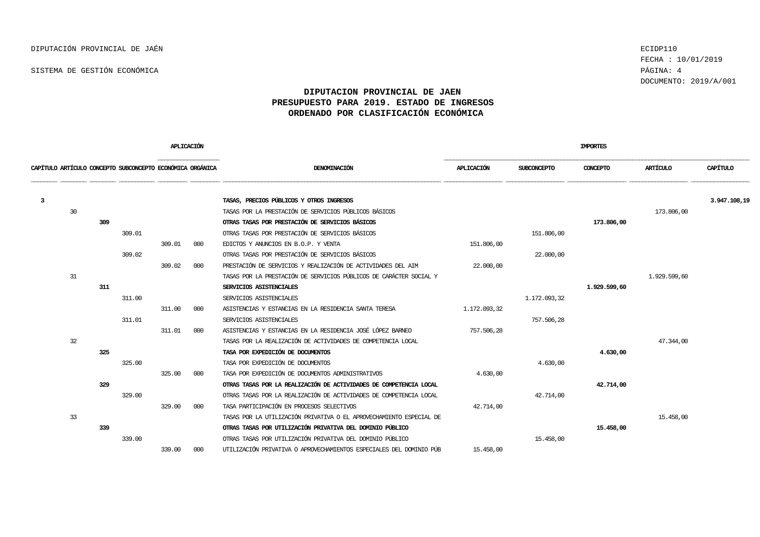DIPUTACIÓN PROVINCIAL DE JAÉN

SISTEMA DE GESTIÓN ECONÓMICA

ECIDP110
FECHA : 10/01/2019
DOCUMENTO: 2019/A/001

# DIPUTACION PROVINCIAL DE JAEN
## PRESUPUESTO PARA 2019. ESTADO DE INGRESOS
## ORDENADO POR CLASIFICACIÓN ECONÓMICA

| CAPÍTULO | ARTÍCULO | CONCEPTO | SUBCONCEPTO | APLICACIÓN ECONÓMICA | APLICACIÓN ORGÁNICA | DENOMINACIÓN | IMPORTES APLICACIÓN | IMPORTES SUBCONCEPTO | IMPORTES CONCEPTO | IMPORTES ARTÍCULO | IMPORTES CAPÍTULO |
|---|---|---|---|---|---|---|---|---|---|---|---|
| **3** | | | | | | **TASAS, PRECIOS PÚBLICOS Y OTROS INGRESOS** | | | | | **3.947.108,19** |
| | 30 | | | | | TASAS POR LA PRESTACIÓN DE SERVICIOS PÚBLICOS BÁSICOS | | | | 173.806,00 | |
| | | **309** | | | | **OTRAS TASAS POR PRESTACIÓN DE SERVICIOS BÁSICOS** | | | **173.806,00** | | |
| | | | 309.01 | | | OTRAS TASAS POR PRESTACIÓN DE SERVICIOS BÁSICOS | | 151.806,00 | | | |
| | | | | 309.01 | 000 | EDICTOS Y ANUNCIOS EN B.O.P. Y VENTA | 151.806,00 | | | | |
| | | | 309.02 | | | OTRAS TASAS POR PRESTACIÓN DE SERVICIOS BÁSICOS | | 22.000,00 | | | |
| | | | | 309.02 | 000 | PRESTACIÓN DE SERVICIOS Y REALIZACIÓN DE ACTIVIDADES DEL AIM | 22.000,00 | | | | |
| | 31 | | | | | TASAS POR LA PRESTACIÓN DE SERVICIOS PÚBLICOS DE CARÁCTER SOCIAL Y | | | | 1.929.599,60 | |
| | | **311** | | | | **SERVICIOS ASISTENCIALES** | | | **1.929.599,60** | | |
| | | | 311.00 | | | SERVICIOS ASISTENCIALES | | 1.172.093,32 | | | |
| | | | | 311.00 | 000 | ASISTENCIAS Y ESTANCIAS EN LA RESIDENCIA SANTA TERESA | 1.172.093,32 | | | | |
| | | | 311.01 | | | SERVICIOS ASISTENCIALES | | 757.506,28 | | | |
| | | | | 311.01 | 000 | ASISTENCIAS Y ESTANCIAS EN LA RESIDENCIA JOSÉ LÓPEZ BARNEO | 757.506,28 | | | | |
| | 32 | | | | | TASAS POR LA REALIZACIÓN DE ACTIVIDADES DE COMPETENCIA LOCAL | | | | 47.344,00 | |
| | | **325** | | | | **TASA POR EXPEDICIÓN DE DOCUMENTOS** | | | **4.630,00** | | |
| | | | 325.00 | | | TASA POR EXPEDICIÓN DE DOCUMENTOS | | 4.630,00 | | | |
| | | | | 325.00 | 000 | TASA POR EXPEDICIÓN DE DOCUMENTOS ADMINISTRATIVOS | 4.630,00 | | | | |
| | | **329** | | | | **OTRAS TASAS POR LA REALIZACIÓN DE ACTIVIDADES DE COMPETENCIA LOCAL** | | | **42.714,00** | | |
| | | | 329.00 | | | OTRAS TASAS POR LA REALIZACIÓN DE ACTIVIDADES DE COMPETENCIA LOCAL | | 42.714,00 | | | |
| | | | | 329.00 | 000 | TASA PARTICIPACIÓN EN PROCESOS SELECTIVOS | 42.714,00 | | | | |
| | 33 | | | | | TASAS POR LA UTILIZACIÓN PRIVATIVA O EL APROVECHAMIENTO ESPECIAL DE | | | | 15.458,00 | |
| | | **339** | | | | **OTRAS TASAS POR UTILIZACIÓN PRIVATIVA DEL DOMINIO PÚBLICO** | | | **15.458,00** | | |
| | | | 339.00 | | | OTRAS TASAS POR UTILIZACIÓN PRIVATIVA DEL DOMINIO PÚBLICO | | 15.458,00 | | | |
| | | | | 339.00 | 000 | UTILIZACIÓN PRIVATIVA O APROVECHAMIENTOS ESPECIALES DEL DOMINIO PÚB | 15.458,00 | | | | |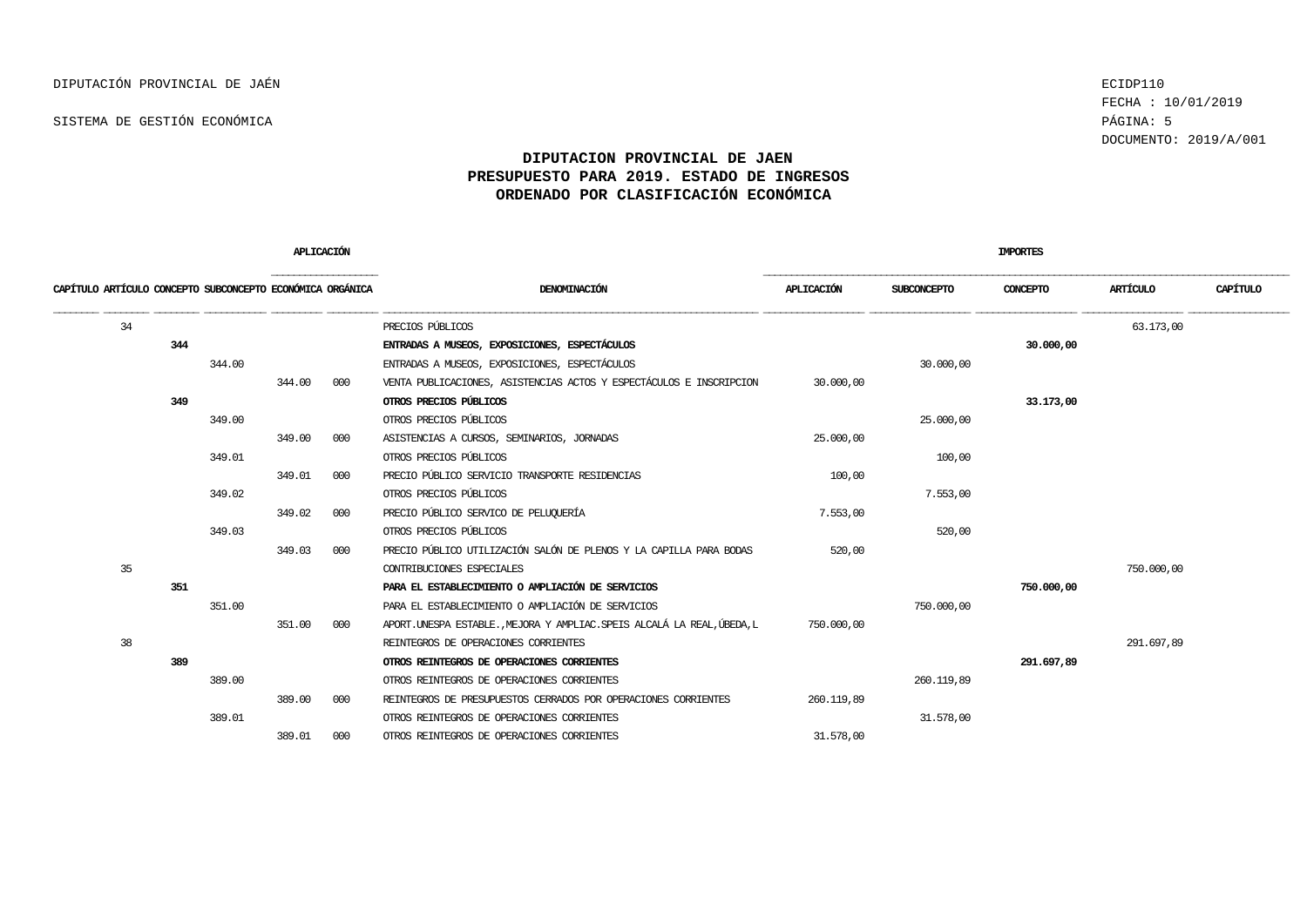# DIPUTACION PROVINCIAL DE JAEN
## PRESUPUESTO PARA 2019. ESTADO DE INGRESOS
## ORDENADO POR CLASIFICACIÓN ECONÓMICA

| APLICACIÓN | | | | | | | IMPORTES | | | | |
|---|---|---|---|---|---|---|---|---|---|---|---|
| CAPÍTULO | ARTÍCULO | CONCEPTO | SUBCONCEPTO | ECONÓMICA | ORGÁNICA | DENOMINACIÓN | APLICACIÓN | SUBCONCEPTO | CONCEPTO | ARTÍCULO | CAPÍTULO |
| | 34 | | | | | PRECIOS PÚBLICOS | | | | 63.173,00 | |
| | | **344** | | | | **ENTRADAS A MUSEOS, EXPOSICIONES, ESPECTÁCULOS** | | | **30.000,00** | | |
| | | | 344.00 | | | ENTRADAS A MUSEOS, EXPOSICIONES, ESPECTÁCULOS | | 30.000,00 | | | |
| | | | | 344.00 | 000 | VENTA PUBLICACIONES, ASISTENCIAS ACTOS Y ESPECTÁCULOS E INSCRIPCION | 30.000,00 | | | | |
| | | **349** | | | | **OTROS PRECIOS PÚBLICOS** | | | **33.173,00** | | |
| | | | 349.00 | | | OTROS PRECIOS PÚBLICOS | | 25.000,00 | | | |
| | | | | 349.00 | 000 | ASISTENCIAS A CURSOS, SEMINARIOS, JORNADAS | 25.000,00 | | | | |
| | | | 349.01 | | | OTROS PRECIOS PÚBLICOS | | 100,00 | | | |
| | | | | 349.01 | 000 | PRECIO PÚBLICO SERVICIO TRANSPORTE RESIDENCIAS | 100,00 | | | | |
| | | | 349.02 | | | OTROS PRECIOS PÚBLICOS | | 7.553,00 | | | |
| | | | | 349.02 | 000 | PRECIO PÚBLICO SERVICO DE PELUQUERÍA | 7.553,00 | | | | |
| | | | 349.03 | | | OTROS PRECIOS PÚBLICOS | | 520,00 | | | |
| | | | | 349.03 | 000 | PRECIO PÚBLICO UTILIZACIÓN SALÓN DE PLENOS Y LA CAPILLA PARA BODAS | 520,00 | | | | |
| | 35 | | | | | CONTRIBUCIONES ESPECIALES | | | | 750.000,00 | |
| | | **351** | | | | **PARA EL ESTABLECIMIENTO O AMPLIACIÓN DE SERVICIOS** | | | **750.000,00** | | |
| | | | 351.00 | | | PARA EL ESTABLECIMIENTO O AMPLIACIÓN DE SERVICIOS | | 750.000,00 | | | |
| | | | | 351.00 | 000 | APORT.UNESPA ESTABLE.,MEJORA Y AMPLIAC.SPEIS ALCALÁ LA REAL,ÚBEDA,L | 750.000,00 | | | | |
| | 38 | | | | | REINTEGROS DE OPERACIONES CORRIENTES | | | | 291.697,89 | |
| | | **389** | | | | **OTROS REINTEGROS DE OPERACIONES CORRIENTES** | | | **291.697,89** | | |
| | | | 389.00 | | | OTROS REINTEGROS DE OPERACIONES CORRIENTES | | 260.119,89 | | | |
| | | | | 389.00 | 000 | REINTEGROS DE PRESUPUESTOS CERRADOS POR OPERACIONES CORRIENTES | 260.119,89 | | | | |
| | | | 389.01 | | | OTROS REINTEGROS DE OPERACIONES CORRIENTES | | 31.578,00 | | | |
| | | | | 389.01 | 000 | OTROS REINTEGROS DE OPERACIONES CORRIENTES | 31.578,00 | | | | |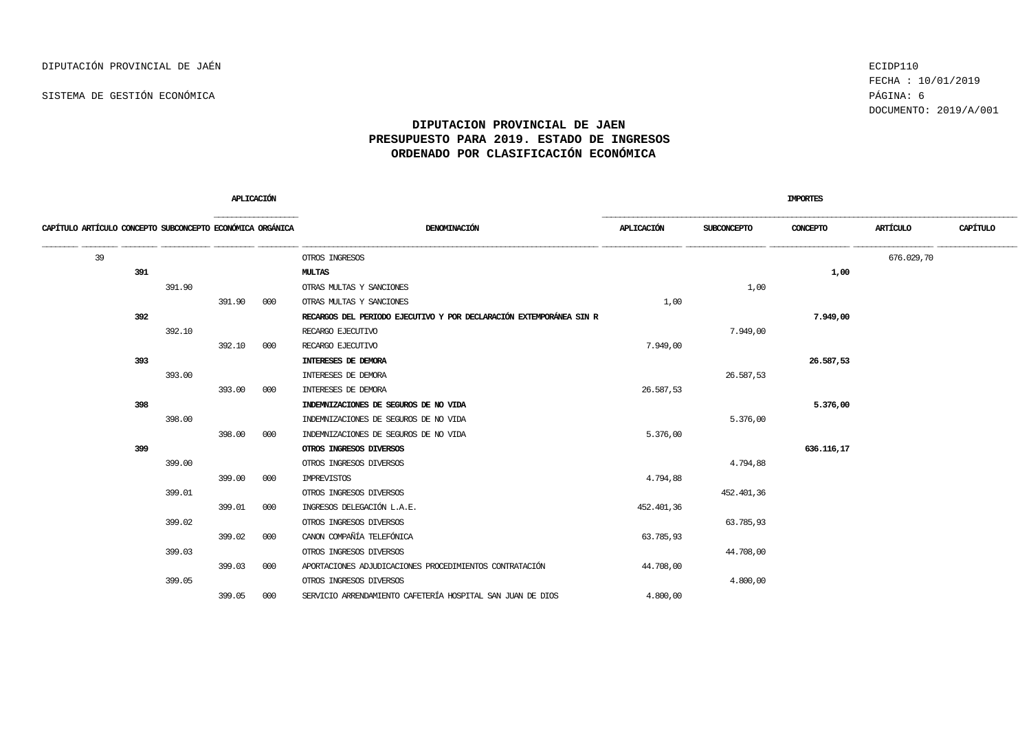DIPUTACIÓN PROVINCIAL DE JAÉN

SISTEMA DE GESTIÓN ECONÓMICA

ECIDP110
FECHA : 10/01/2019
DOCUMENTO: 2019/A/001

## DIPUTACION PROVINCIAL DE JAEN
## PRESUPUESTO PARA 2019. ESTADO DE INGRESOS
## ORDENADO POR CLASIFICACIÓN ECONÓMICA

| APLICACIÓN | | | | | | | IMPORTES | | | | |
|---|---|---|---|---|---|---|---|---|---|---|---|
| CAPÍTULO | ARTÍCULO | CONCEPTO | SUBCONCEPTO | ECONÓMICA | ORGÁNICA | DENOMINACIÓN | APLICACIÓN | SUBCONCEPTO | CONCEPTO | ARTÍCULO | CAPÍTULO |
| 39 | | | | | | OTROS INGRESOS | | | | 676.029,70 | |
| | **391** | | | | | **MULTAS** | | | **1,00** | | |
| | | 391.90 | | | | OTRAS MULTAS Y SANCIONES | | 1,00 | | | |
| | | | | 391.90 | 000 | OTRAS MULTAS Y SANCIONES | 1,00 | | | | |
| | **392** | | | | | **RECARGOS DEL PERIODO EJECUTIVO Y POR DECLARACIÓN EXTEMPORÁNEA SIN R** | | | **7.949,00** | | |
| | | 392.10 | | | | RECARGO EJECUTIVO | | 7.949,00 | | | |
| | | | | 392.10 | 000 | RECARGO EJECUTIVO | 7.949,00 | | | | |
| | **393** | | | | | **INTERESES DE DEMORA** | | | **26.587,53** | | |
| | | 393.00 | | | | INTERESES DE DEMORA | | 26.587,53 | | | |
| | | | | 393.00 | 000 | INTERESES DE DEMORA | 26.587,53 | | | | |
| | **398** | | | | | **INDEMNIZACIONES DE SEGUROS DE NO VIDA** | | | **5.376,00** | | |
| | | 398.00 | | | | INDEMNIZACIONES DE SEGUROS DE NO VIDA | | 5.376,00 | | | |
| | | | | 398.00 | 000 | INDEMNIZACIONES DE SEGUROS DE NO VIDA | 5.376,00 | | | | |
| | **399** | | | | | **OTROS INGRESOS DIVERSOS** | | | **636.116,17** | | |
| | | 399.00 | | | | OTROS INGRESOS DIVERSOS | | 4.794,88 | | | |
| | | | | 399.00 | 000 | IMPREVISTOS | 4.794,88 | | | | |
| | | 399.01 | | | | OTROS INGRESOS DIVERSOS | | 452.401,36 | | | |
| | | | | 399.01 | 000 | INGRESOS DELEGACIÓN L.A.E. | 452.401,36 | | | | |
| | | 399.02 | | | | OTROS INGRESOS DIVERSOS | | 63.785,93 | | | |
| | | | | 399.02 | 000 | CANON COMPAÑÍA TELEFÓNICA | 63.785,93 | | | | |
| | | 399.03 | | | | OTROS INGRESOS DIVERSOS | | 44.708,00 | | | |
| | | | | 399.03 | 000 | APORTACIONES ADJUDICACIONES PROCEDIMIENTOS CONTRATACIÓN | 44.708,00 | | | | |
| | | 399.05 | | | | OTROS INGRESOS DIVERSOS | | 4.800,00 | | | |
| | | | | 399.05 | 000 | SERVICIO ARRENDAMIENTO CAFETERÍA HOSPITAL SAN JUAN DE DIOS | 4.800,00 | | | | |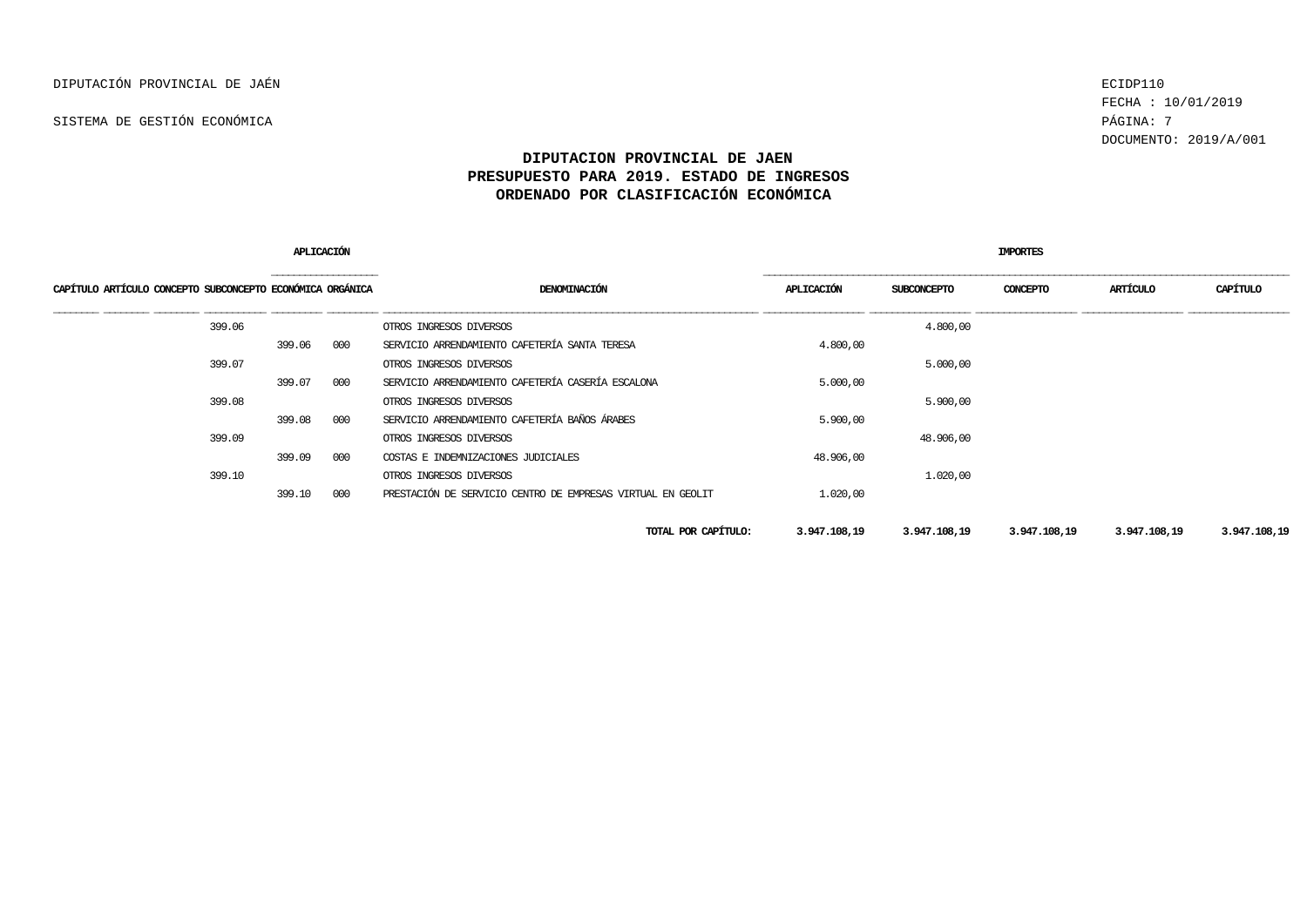# DIPUTACION PROVINCIAL DE JAEN
## PRESUPUESTO PARA 2019. ESTADO DE INGRESOS
## ORDENADO POR CLASIFICACIÓN ECONÓMICA

| APLICACIÓN | | | | | | | IMPORTES | | | | |
|---|---|---|---|---|---|---|---|---|---|---|---|
| CAPÍTULO | ARTÍCULO | CONCEPTO | SUBCONCEPTO | ECONÓMICA | ORGÁNICA | DENOMINACIÓN | APLICACIÓN | SUBCONCEPTO | CONCEPTO | ARTÍCULO | CAPÍTULO |
| | | | 399.06 | | | OTROS INGRESOS DIVERSOS | | 4.800,00 | | | |
| | | | | 399.06 | 000 | SERVICIO ARRENDAMIENTO CAFETERÍA SANTA TERESA | 4.800,00 | | | | |
| | | | 399.07 | | | OTROS INGRESOS DIVERSOS | | 5.000,00 | | | |
| | | | | 399.07 | 000 | SERVICIO ARRENDAMIENTO CAFETERÍA CASERÍA ESCALONA | 5.000,00 | | | | |
| | | | 399.08 | | | OTROS INGRESOS DIVERSOS | | 5.900,00 | | | |
| | | | | 399.08 | 000 | SERVICIO ARRENDAMIENTO CAFETERÍA BAÑOS ÁRABES | 5.900,00 | | | | |
| | | | 399.09 | | | OTROS INGRESOS DIVERSOS | | 48.906,00 | | | |
| | | | | 399.09 | 000 | COSTAS E INDEMNIZACIONES JUDICIALES | 48.906,00 | | | | |
| | | | 399.10 | | | OTROS INGRESOS DIVERSOS | | 1.020,00 | | | |
| | | | | 399.10 | 000 | PRESTACIÓN DE SERVICIO CENTRO DE EMPRESAS VIRTUAL EN GEOLIT | 1.020,00 | | | | |
| | | | | | | **TOTAL POR CAPÍTULO:** | **3.947.108,19** | **3.947.108,19** | **3.947.108,19** | **3.947.108,19** | **3.947.108,19** |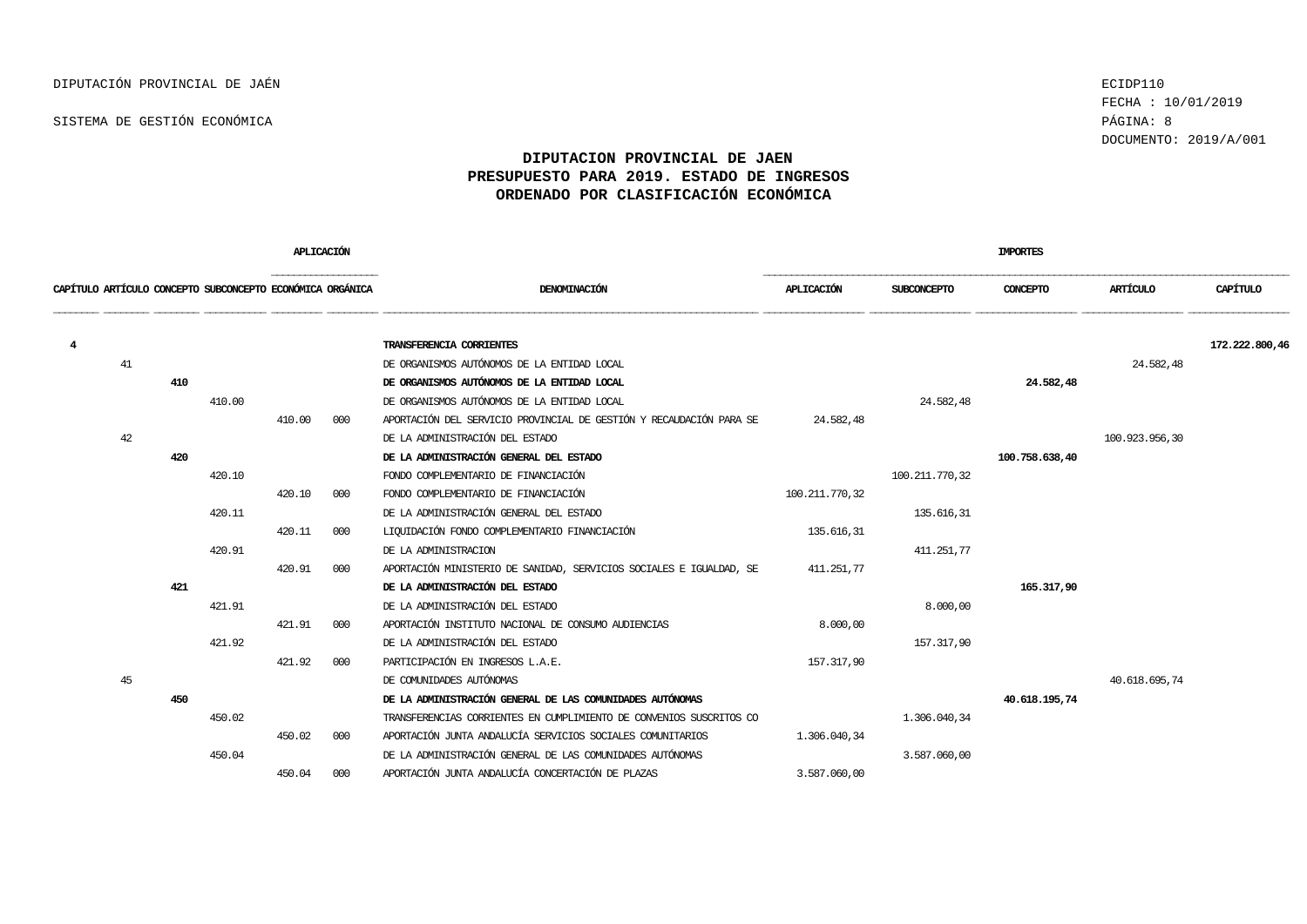DIPUTACIÓN PROVINCIAL DE JAÉN

SISTEMA DE GESTIÓN ECONÓMICA

ECIDP110
FECHA : 10/01/2019
DOCUMENTO: 2019/A/001

**DIPUTACION PROVINCIAL DE JAEN**
**PRESUPUESTO PARA 2019. ESTADO DE INGRESOS**
**ORDENADO POR CLASIFICACIÓN ECONÓMICA**

| APLICACIÓN | | | | | | | IMPORTES | | | | |
|---|---|---|---|---|---|---|---|---|---|---|---|
| CAPÍTULO | ARTÍCULO | CONCEPTO | SUBCONCEPTO | ECONÓMICA | ORGÁNICA | DENOMINACIÓN | APLICACIÓN | SUBCONCEPTO | CONCEPTO | ARTÍCULO | CAPÍTULO |
| **4** | | | | | | **TRANSFERENCIA CORRIENTES** | | | | | **172.222.800,46** |
| | 41 | | | | | DE ORGANISMOS AUTÓNOMOS DE LA ENTIDAD LOCAL | | | | 24.582,48 | |
| | | **410** | | | | **DE ORGANISMOS AUTÓNOMOS DE LA ENTIDAD LOCAL** | | | **24.582,48** | | |
| | | | 410.00 | | | DE ORGANISMOS AUTÓNOMOS DE LA ENTIDAD LOCAL | | 24.582,48 | | | |
| | | | | 410.00 | 000 | APORTACIÓN DEL SERVICIO PROVINCIAL DE GESTIÓN Y RECAUDACIÓN PARA SE | 24.582,48 | | | | |
| | 42 | | | | | DE LA ADMINISTRACIÓN DEL ESTADO | | | | 100.923.956,30 | |
| | | **420** | | | | **DE LA ADMINISTRACIÓN GENERAL DEL ESTADO** | | | **100.758.638,40** | | |
| | | | 420.10 | | | FONDO COMPLEMENTARIO DE FINANCIACIÓN | | 100.211.770,32 | | | |
| | | | | 420.10 | 000 | FONDO COMPLEMENTARIO DE FINANCIACIÓN | 100.211.770,32 | | | | |
| | | | 420.11 | | | DE LA ADMINISTRACIÓN GENERAL DEL ESTADO | | 135.616,31 | | | |
| | | | | 420.11 | 000 | LIQUIDACIÓN FONDO COMPLEMENTARIO FINANCIACIÓN | 135.616,31 | | | | |
| | | | 420.91 | | | DE LA ADMINISTRACION | | 411.251,77 | | | |
| | | | | 420.91 | 000 | APORTACIÓN MINISTERIO DE SANIDAD, SERVICIOS SOCIALES E IGUALDAD, SE | 411.251,77 | | | | |
| | | **421** | | | | **DE LA ADMINISTRACIÓN DEL ESTADO** | | | **165.317,90** | | |
| | | | 421.91 | | | DE LA ADMINISTRACIÓN DEL ESTADO | | 8.000,00 | | | |
| | | | | 421.91 | 000 | APORTACIÓN INSTITUTO NACIONAL DE CONSUMO AUDIENCIAS | 8.000,00 | | | | |
| | | | 421.92 | | | DE LA ADMINISTRACIÓN DEL ESTADO | | 157.317,90 | | | |
| | | | | 421.92 | 000 | PARTICIPACIÓN EN INGRESOS L.A.E. | 157.317,90 | | | | |
| | 45 | | | | | DE COMUNIDADES AUTÓNOMAS | | | | 40.618.695,74 | |
| | | **450** | | | | **DE LA ADMINISTRACIÓN GENERAL DE LAS COMUNIDADES AUTÓNOMAS** | | | **40.618.195,74** | | |
| | | | 450.02 | | | TRANSFERENCIAS CORRIENTES EN CUMPLIMIENTO DE CONVENIOS SUSCRITOS CO | | 1.306.040,34 | | | |
| | | | | 450.02 | 000 | APORTACIÓN JUNTA ANDALUCÍA SERVICIOS SOCIALES COMUNITARIOS | 1.306.040,34 | | | | |
| | | | 450.04 | | | DE LA ADMINISTRACIÓN GENERAL DE LAS COMUNIDADES AUTÓNOMAS | | 3.587.060,00 | | | |
| | | | | 450.04 | 000 | APORTACIÓN JUNTA ANDALUCÍA CONCERTACIÓN DE PLAZAS | 3.587.060,00 | | | | |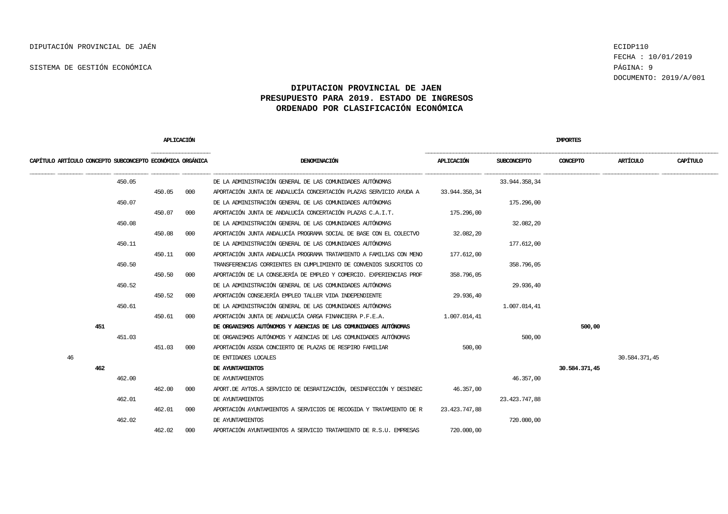# DIPUTACION PROVINCIAL DE JAEN
## PRESUPUESTO PARA 2019. ESTADO DE INGRESOS
## ORDENADO POR CLASIFICACIÓN ECONÓMICA

| APLICACIÓN | | | | | | DENOMINACIÓN | IMPORTES | | | | |
|---|---|---|---|---|---|---|---|---|---|---|---|
| CAPÍTULO | ARTÍCULO | CONCEPTO | SUBCONCEPTO | ECONÓMICA | ORGÁNICA | | APLICACIÓN | SUBCONCEPTO | CONCEPTO | ARTÍCULO | CAPÍTULO |
| | | | 450.05 | | | DE LA ADMINISTRACIÓN GENERAL DE LAS COMUNIDADES AUTÓNOMAS | | 33.944.358,34 | | | |
| | | | | 450.05 | 000 | APORTACIÓN JUNTA DE ANDALUCÍA CONCERTACIÓN PLAZAS SERVICIO AYUDA A | 33.944.358,34 | | | | |
| | | | 450.07 | | | DE LA ADMINISTRACIÓN GENERAL DE LAS COMUNIDADES AUTÓNOMAS | | 175.296,00 | | | |
| | | | | 450.07 | 000 | APORTACIÓN JUNTA DE ANDALUCÍA CONCERTACIÓN PLAZAS C.A.I.T. | 175.296,00 | | | | |
| | | | 450.08 | | | DE LA ADMINISTRACIÓN GENERAL DE LAS COMUNIDADES AUTÓNOMAS | | 32.082,20 | | | |
| | | | | 450.08 | 000 | APORTACIÓN JUNTA ANDALUCÍA PROGRAMA SOCIAL DE BASE CON EL COLECTVO | 32.082,20 | | | | |
| | | | 450.11 | | | DE LA ADMINISTRACIÓN GENERAL DE LAS COMUNIDADES AUTÓNOMAS | | 177.612,00 | | | |
| | | | | 450.11 | 000 | APORTACIÓN JUNTA ANDALUCÍA PROGRAMA TRATAMIENTO A FAMILIAS CON MENO | 177.612,00 | | | | |
| | | | 450.50 | | | TRANSFERENCIAS CORRIENTES EN CUMPLIMIENTO DE CONVENIOS SUSCRITOS CO | | 358.796,05 | | | |
| | | | | 450.50 | 000 | APORTACIÓN DE LA CONSEJERÍA DE EMPLEO Y COMERCIO. EXPERIENCIAS PROF | 358.796,05 | | | | |
| | | | 450.52 | | | DE LA ADMINISTRACIÓN GENERAL DE LAS COMUNIDADES AUTÓNOMAS | | 29.936,40 | | | |
| | | | | 450.52 | 000 | APORTACIÓN CONSEJERÍA EMPLEO TALLER VIDA INDEPENDIENTE | 29.936,40 | | | | |
| | | | 450.61 | | | DE LA ADMINISTRACIÓN GENERAL DE LAS COMUNIDADES AUTÓNOMAS | | 1.007.014,41 | | | |
| | | | | 450.61 | 000 | APORTACIÓN JUNTA DE ANDALUCÍA CARGA FINANCIERA P.F.E.A. | 1.007.014,41 | | | | |
| | | **451** | | | | **DE ORGANISMOS AUTÓNOMOS Y AGENCIAS DE LAS COMUNIDADES AUTÓNOMAS** | | | **500,00** | | |
| | | | 451.03 | | | DE ORGANISMOS AUTÓNOMOS Y AGENCIAS DE LAS COMUNIDADES AUTÓNOMAS | | 500,00 | | | |
| | | | | 451.03 | 000 | APORTACIÓN ASSDA CONCIERTO DE PLAZAS DE RESPIRO FAMILIAR | 500,00 | | | | |
| | 46 | | | | | DE ENTIDADES LOCALES | | | | 30.584.371,45 | |
| | | **462** | | | | **DE AYUNTAMIENTOS** | | | **30.584.371,45** | | |
| | | | 462.00 | | | DE AYUNTAMIENTOS | | 46.357,00 | | | |
| | | | | 462.00 | 000 | APORT.DE AYTOS.A SERVICIO DE DESRATIZACIÓN, DESINFECCIÓN Y DESINSEC | 46.357,00 | | | | |
| | | | 462.01 | | | DE AYUNTAMIENTOS | | 23.423.747,88 | | | |
| | | | | 462.01 | 000 | APORTACIÓN AYUNTAMIENTOS A SERVICIOS DE RECOGIDA Y TRATAMIENTO DE R | 23.423.747,88 | | | | |
| | | | 462.02 | | | DE AYUNTAMIENTOS | | 720.000,00 | | | |
| | | | | 462.02 | 000 | APORTACIÓN AYUNTAMIENTOS A SERVICIO TRATAMIENTO DE R.S.U. EMPRESAS | 720.000,00 | | | | |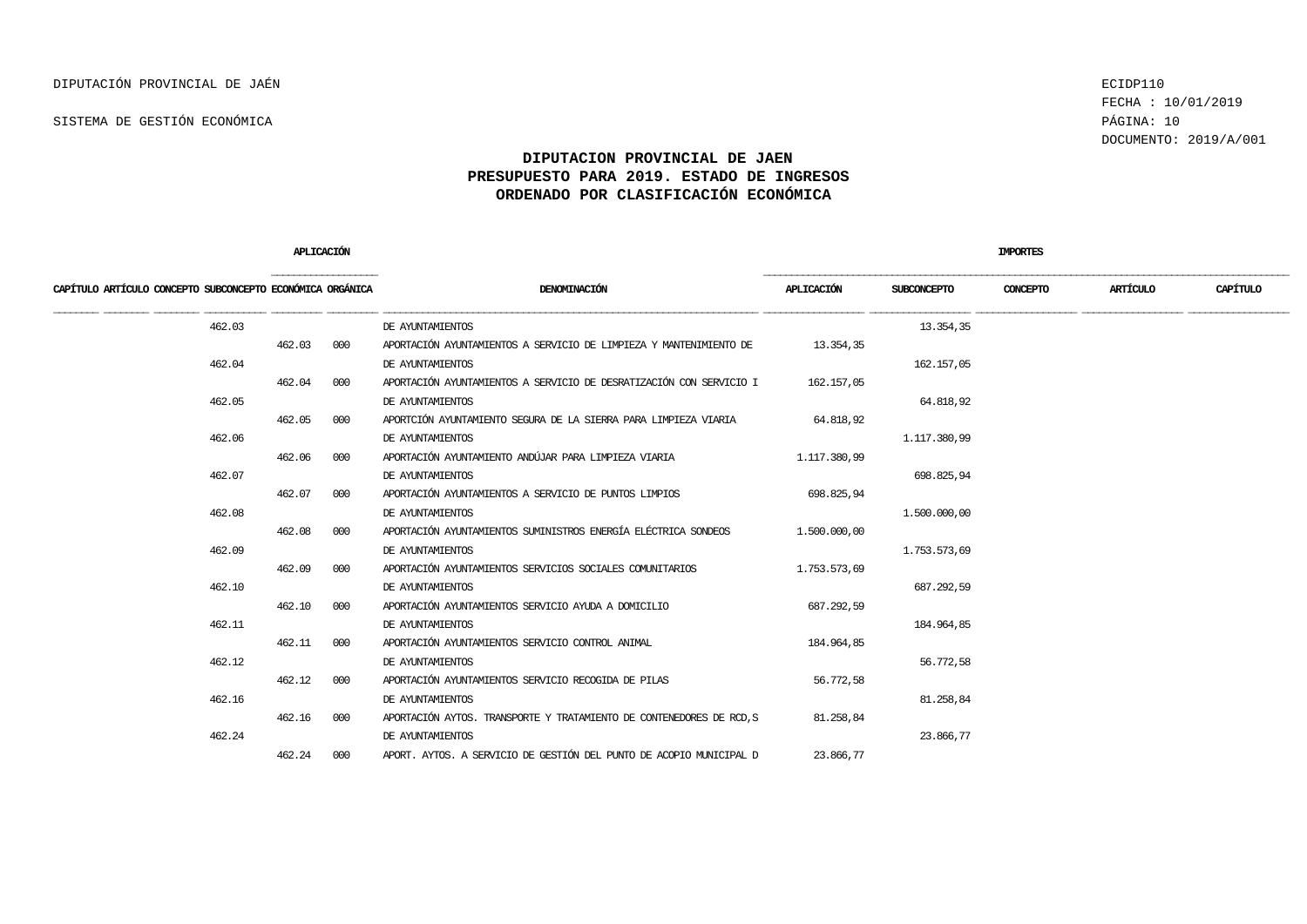DIPUTACIÓN PROVINCIAL DE JAÉN

SISTEMA DE GESTIÓN ECONÓMICA

ECIDP110
FECHA : 10/01/2019
DOCUMENTO: 2019/A/001

# DIPUTACION PROVINCIAL DE JAEN
## PRESUPUESTO PARA 2019. ESTADO DE INGRESOS
## ORDENADO POR CLASIFICACIÓN ECONÓMICA

| CAPÍTULO | ARTÍCULO | CONCEPTO | SUBCONCEPTO | APLICACIÓN ECONÓMICA | APLICACIÓN ORGÁNICA | DENOMINACIÓN | IMPORTES APLICACIÓN | IMPORTES SUBCONCEPTO | IMPORTES CONCEPTO | IMPORTES ARTÍCULO | IMPORTES CAPÍTULO |
|---|---|---|---|---|---|---|---|---|---|---|---|
| | | | 462.03 | | | DE AYUNTAMIENTOS | | 13.354,35 | | | |
| | | | | 462.03 | 000 | APORTACIÓN AYUNTAMIENTOS A SERVICIO DE LIMPIEZA Y MANTENIMIENTO DE | 13.354,35 | | | | |
| | | | 462.04 | | | DE AYUNTAMIENTOS | | 162.157,05 | | | |
| | | | | 462.04 | 000 | APORTACIÓN AYUNTAMIENTOS A SERVICIO DE DESRATIZACIÓN CON SERVICIO I | 162.157,05 | | | | |
| | | | 462.05 | | | DE AYUNTAMIENTOS | | 64.818,92 | | | |
| | | | | 462.05 | 000 | APORTCIÓN AYUNTAMIENTO SEGURA DE LA SIERRA PARA LIMPIEZA VIARIA | 64.818,92 | | | | |
| | | | 462.06 | | | DE AYUNTAMIENTOS | | 1.117.380,99 | | | |
| | | | | 462.06 | 000 | APORTACIÓN AYUNTAMIENTO ANDÚJAR PARA LIMPIEZA VIARIA | 1.117.380,99 | | | | |
| | | | 462.07 | | | DE AYUNTAMIENTOS | | 698.825,94 | | | |
| | | | | 462.07 | 000 | APORTACIÓN AYUNTAMIENTOS A SERVICIO DE PUNTOS LIMPIOS | 698.825,94 | | | | |
| | | | 462.08 | | | DE AYUNTAMIENTOS | | 1.500.000,00 | | | |
| | | | | 462.08 | 000 | APORTACIÓN AYUNTAMIENTOS SUMINISTROS ENERGÍA ELÉCTRICA SONDEOS | 1.500.000,00 | | | | |
| | | | 462.09 | | | DE AYUNTAMIENTOS | | 1.753.573,69 | | | |
| | | | | 462.09 | 000 | APORTACIÓN AYUNTAMIENTOS SERVICIOS SOCIALES COMUNITARIOS | 1.753.573,69 | | | | |
| | | | 462.10 | | | DE AYUNTAMIENTOS | | 687.292,59 | | | |
| | | | | 462.10 | 000 | APORTACIÓN AYUNTAMIENTOS SERVICIO AYUDA A DOMICILIO | 687.292,59 | | | | |
| | | | 462.11 | | | DE AYUNTAMIENTOS | | 184.964,85 | | | |
| | | | | 462.11 | 000 | APORTACIÓN AYUNTAMIENTOS SERVICIO CONTROL ANIMAL | 184.964,85 | | | | |
| | | | 462.12 | | | DE AYUNTAMIENTOS | | 56.772,58 | | | |
| | | | | 462.12 | 000 | APORTACIÓN AYUNTAMIENTOS SERVICIO RECOGIDA DE PILAS | 56.772,58 | | | | |
| | | | 462.16 | | | DE AYUNTAMIENTOS | | 81.258,84 | | | |
| | | | | 462.16 | 000 | APORTACIÓN AYTOS. TRANSPORTE Y TRATAMIENTO DE CONTENEDORES DE RCD,S | 81.258,84 | | | | |
| | | | 462.24 | | | DE AYUNTAMIENTOS | | 23.866,77 | | | |
| | | | | 462.24 | 000 | APORT. AYTOS. A SERVICIO DE GESTIÓN DEL PUNTO DE ACOPIO MUNICIPAL D | 23.866,77 | | | | |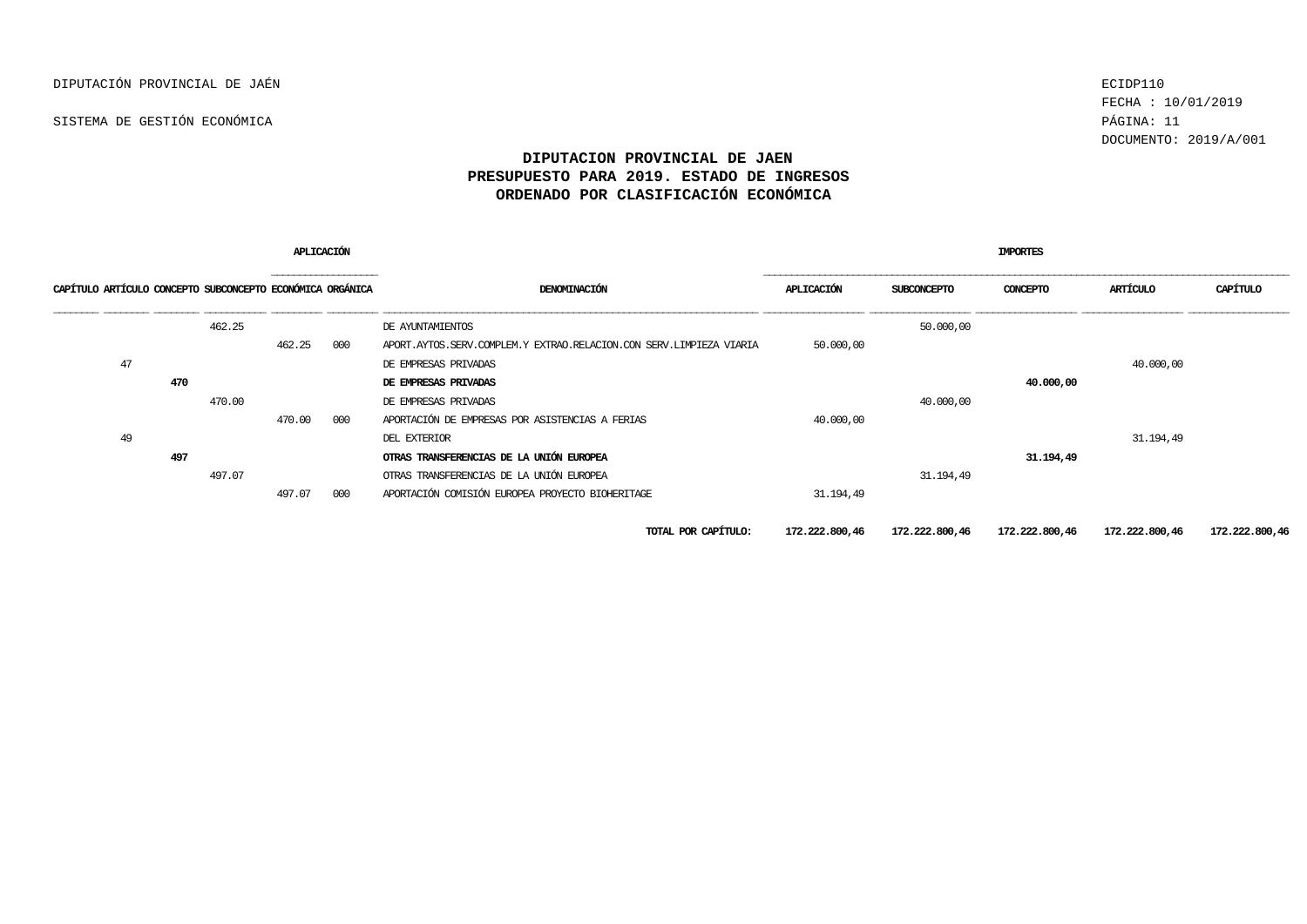# DIPUTACION PROVINCIAL DE JAEN
## PRESUPUESTO PARA 2019. ESTADO DE INGRESOS
## ORDENADO POR CLASIFICACIÓN ECONÓMICA

| APLICACIÓN | | | | | | | IMPORTES | | | | |
|---|---|---|---|---|---|---|---|---|---|---|---|
| CAPÍTULO | ARTÍCULO | CONCEPTO | SUBCONCEPTO | ECONÓMICA | ORGÁNICA | DENOMINACIÓN | APLICACIÓN | SUBCONCEPTO | CONCEPTO | ARTÍCULO | CAPÍTULO |
| | | | 462.25 | | | DE AYUNTAMIENTOS | | 50.000,00 | | | |
| | | | | 462.25 | 000 | APORT.AYTOS.SERV.COMPLEM.Y EXTRAO.RELACION.CON SERV.LIMPIEZA VIARIA | 50.000,00 | | | | |
| | 47 | | | | | DE EMPRESAS PRIVADAS | | | | 40.000,00 | |
| | | **470** | | | | **DE EMPRESAS PRIVADAS** | | | **40.000,00** | | |
| | | | 470.00 | | | DE EMPRESAS PRIVADAS | | 40.000,00 | | | |
| | | | | 470.00 | 000 | APORTACIÓN DE EMPRESAS POR ASISTENCIAS A FERIAS | 40.000,00 | | | | |
| | 49 | | | | | DEL EXTERIOR | | | | 31.194,49 | |
| | | **497** | | | | **OTRAS TRANSFERENCIAS DE LA UNIÓN EUROPEA** | | | **31.194,49** | | |
| | | | 497.07 | | | OTRAS TRANSFERENCIAS DE LA UNIÓN EUROPEA | | 31.194,49 | | | |
| | | | | 497.07 | 000 | APORTACIÓN COMISIÓN EUROPEA PROYECTO BIOHERITAGE | 31.194,49 | | | | |
| | | | | | | **TOTAL POR CAPÍTULO:** | **172.222.800,46** | **172.222.800,46** | **172.222.800,46** | **172.222.800,46** | **172.222.800,46** |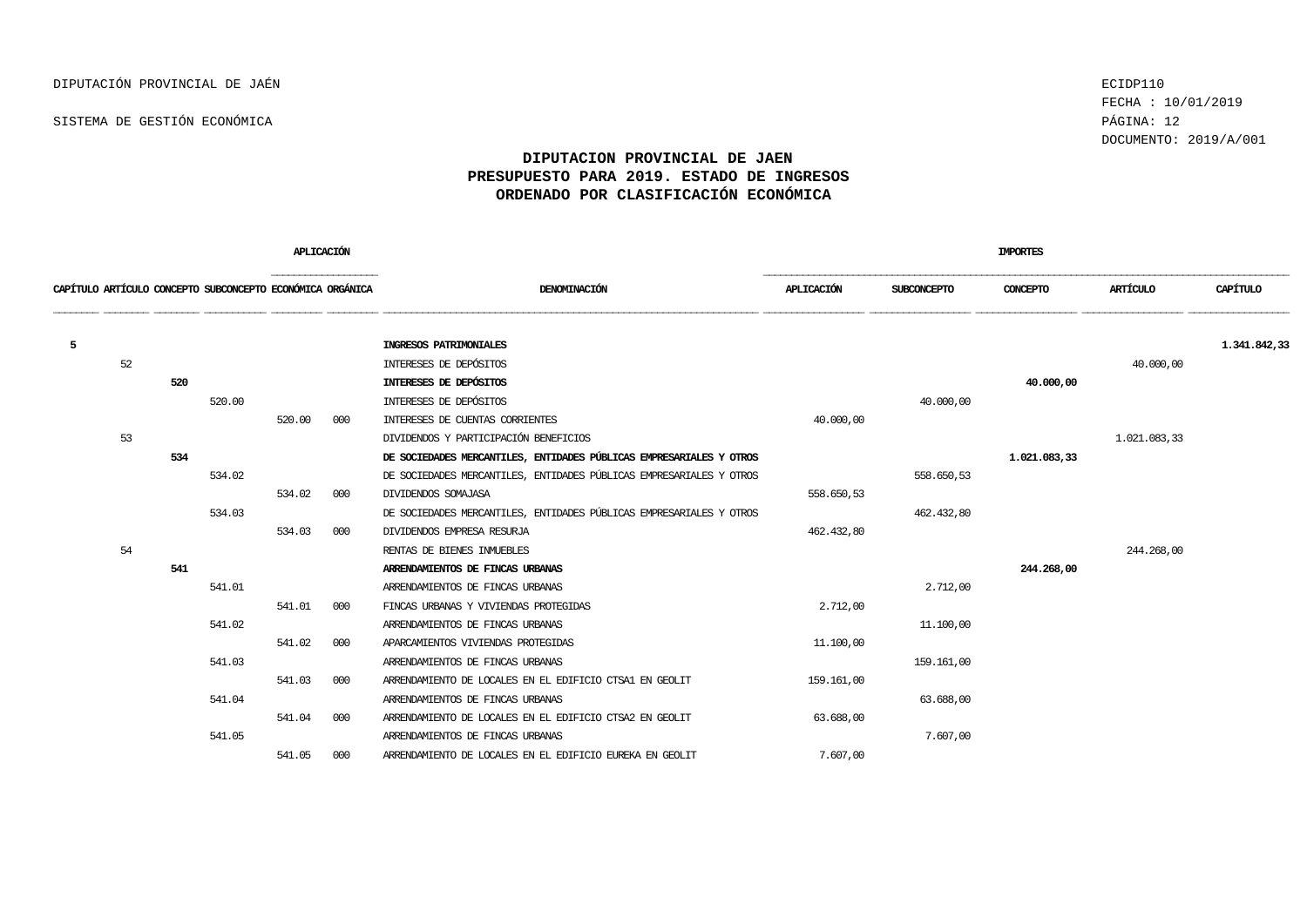DIPUTACIÓN PROVINCIAL DE JAÉN

SISTEMA DE GESTIÓN ECONÓMICA

ECIDP110
FECHA : 10/01/2019
DOCUMENTO: 2019/A/001

## DIPUTACION PROVINCIAL DE JAEN
## PRESUPUESTO PARA 2019. ESTADO DE INGRESOS
## ORDENADO POR CLASIFICACIÓN ECONÓMICA

| CAPÍTULO | ARTÍCULO | CONCEPTO | SUBCONCEPTO | APLICACIÓN ECONÓMICA | APLICACIÓN ORGÁNICA | DENOMINACIÓN | IMPORTES APLICACIÓN | IMPORTES SUBCONCEPTO | IMPORTES CONCEPTO | IMPORTES ARTÍCULO | IMPORTES CAPÍTULO |
|---|---|---|---|---|---|---|---|---|---|---|---|
| **5** | | | | | | **INGRESOS PATRIMONIALES** | | | | | **1.341.842,33** |
| | 52 | | | | | INTERESES DE DEPÓSITOS | | | | 40.000,00 | |
| | | **520** | | | | **INTERESES DE DEPÓSITOS** | | | **40.000,00** | | |
| | | | 520.00 | | | INTERESES DE DEPÓSITOS | | 40.000,00 | | | |
| | | | | 520.00 | 000 | INTERESES DE CUENTAS CORRIENTES | 40.000,00 | | | | |
| | 53 | | | | | DIVIDENDOS Y PARTICIPACIÓN BENEFICIOS | | | | 1.021.083,33 | |
| | | **534** | | | | **DE SOCIEDADES MERCANTILES, ENTIDADES PÚBLICAS EMPRESARIALES Y OTROS** | | | **1.021.083,33** | | |
| | | | 534.02 | | | DE SOCIEDADES MERCANTILES, ENTIDADES PÚBLICAS EMPRESARIALES Y OTROS | | 558.650,53 | | | |
| | | | | 534.02 | 000 | DIVIDENDOS SOMAJASA | 558.650,53 | | | | |
| | | | 534.03 | | | DE SOCIEDADES MERCANTILES, ENTIDADES PÚBLICAS EMPRESARIALES Y OTROS | | 462.432,80 | | | |
| | | | | 534.03 | 000 | DIVIDENDOS EMPRESA RESURJA | 462.432,80 | | | | |
| | 54 | | | | | RENTAS DE BIENES INMUEBLES | | | | 244.268,00 | |
| | | **541** | | | | **ARRENDAMIENTOS DE FINCAS URBANAS** | | | **244.268,00** | | |
| | | | 541.01 | | | ARRENDAMIENTOS DE FINCAS URBANAS | | 2.712,00 | | | |
| | | | | 541.01 | 000 | FINCAS URBANAS Y VIVIENDAS PROTEGIDAS | 2.712,00 | | | | |
| | | | 541.02 | | | ARRENDAMIENTOS DE FINCAS URBANAS | | 11.100,00 | | | |
| | | | | 541.02 | 000 | APARCAMIENTOS VIVIENDAS PROTEGIDAS | 11.100,00 | | | | |
| | | | 541.03 | | | ARRENDAMIENTOS DE FINCAS URBANAS | | 159.161,00 | | | |
| | | | | 541.03 | 000 | ARRENDAMIENTO DE LOCALES EN EL EDIFICIO CTSA1 EN GEOLIT | 159.161,00 | | | | |
| | | | 541.04 | | | ARRENDAMIENTOS DE FINCAS URBANAS | | 63.688,00 | | | |
| | | | | 541.04 | 000 | ARRENDAMIENTO DE LOCALES EN EL EDIFICIO CTSA2 EN GEOLIT | 63.688,00 | | | | |
| | | | 541.05 | | | ARRENDAMIENTOS DE FINCAS URBANAS | | 7.607,00 | | | |
| | | | | 541.05 | 000 | ARRENDAMIENTO DE LOCALES EN EL EDIFICIO EUREKA EN GEOLIT | 7.607,00 | | | | |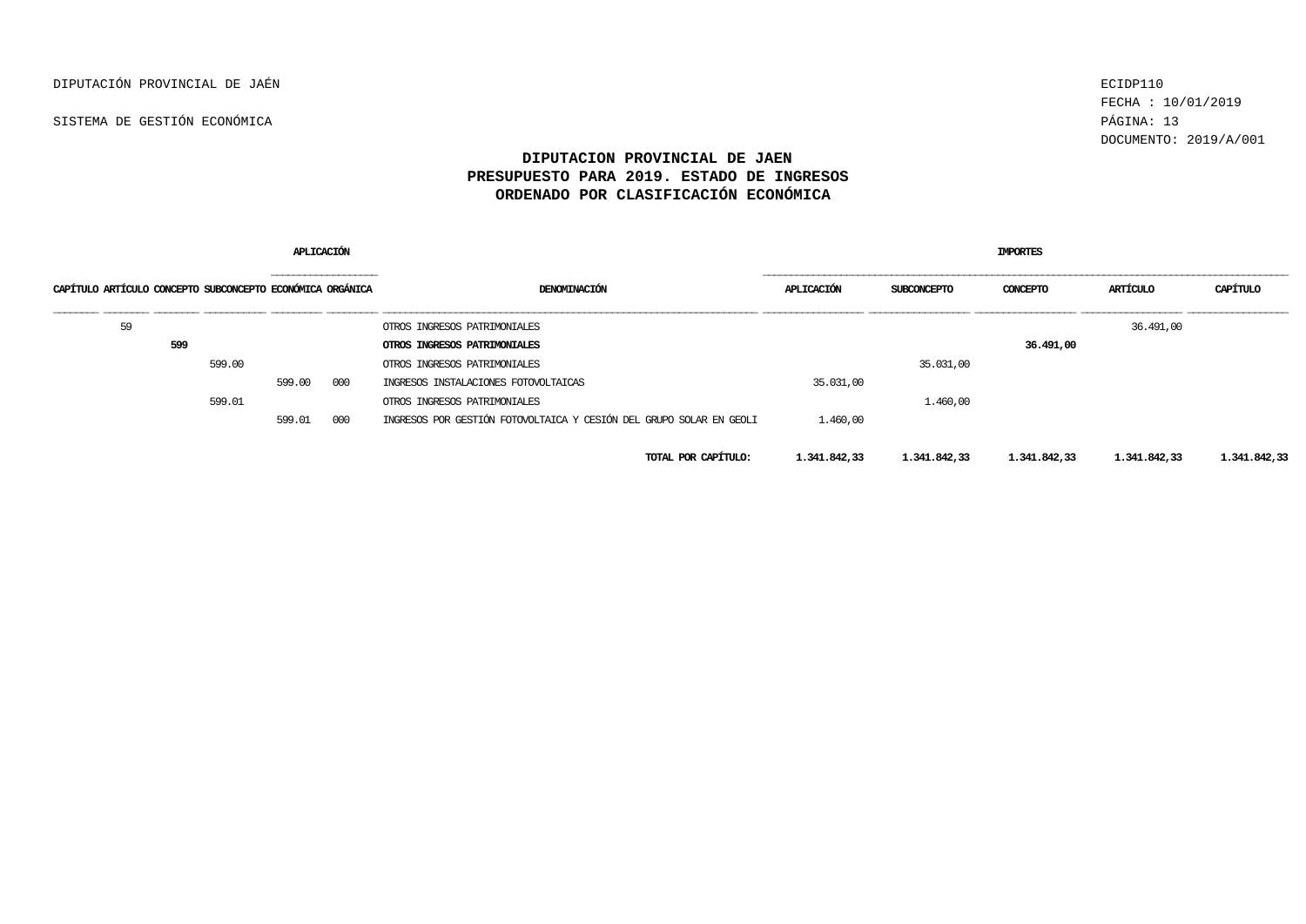DIPUTACIÓN PROVINCIAL DE JAÉN

SISTEMA DE GESTIÓN ECONÓMICA

ECIDP110
FECHA : 10/01/2019
DOCUMENTO: 2019/A/001

# DIPUTACION PROVINCIAL DE JAEN
## PRESUPUESTO PARA 2019. ESTADO DE INGRESOS
## ORDENADO POR CLASIFICACIÓN ECONÓMICA

| CAPÍTULO | ARTÍCULO | CONCEPTO | SUBCONCEPTO | APLICACIÓN ECONÓMICA | APLICACIÓN ORGÁNICA | DENOMINACIÓN | IMPORTES APLICACIÓN | IMPORTES SUBCONCEPTO | IMPORTES CONCEPTO | IMPORTES ARTÍCULO | IMPORTES CAPÍTULO |
|---|---|---|---|---|---|---|---|---|---|---|---|
| 59 | | | | | | OTROS INGRESOS PATRIMONIALES | | | | 36.491,00 | |
| | **599** | | | | | **OTROS INGRESOS PATRIMONIALES** | | | **36.491,00** | | |
| | | 599.00 | | | | OTROS INGRESOS PATRIMONIALES | | 35.031,00 | | | |
| | | | | 599.00 | 000 | INGRESOS INSTALACIONES FOTOVOLTAICAS | 35.031,00 | | | | |
| | | 599.01 | | | | OTROS INGRESOS PATRIMONIALES | | 1.460,00 | | | |
| | | | | 599.01 | 000 | INGRESOS POR GESTIÓN FOTOVOLTAICA Y CESIÓN DEL GRUPO SOLAR EN GEOLI | 1.460,00 | | | | |
| | | | | | | **TOTAL POR CAPÍTULO:** | **1.341.842,33** | **1.341.842,33** | **1.341.842,33** | **1.341.842,33** | **1.341.842,33** |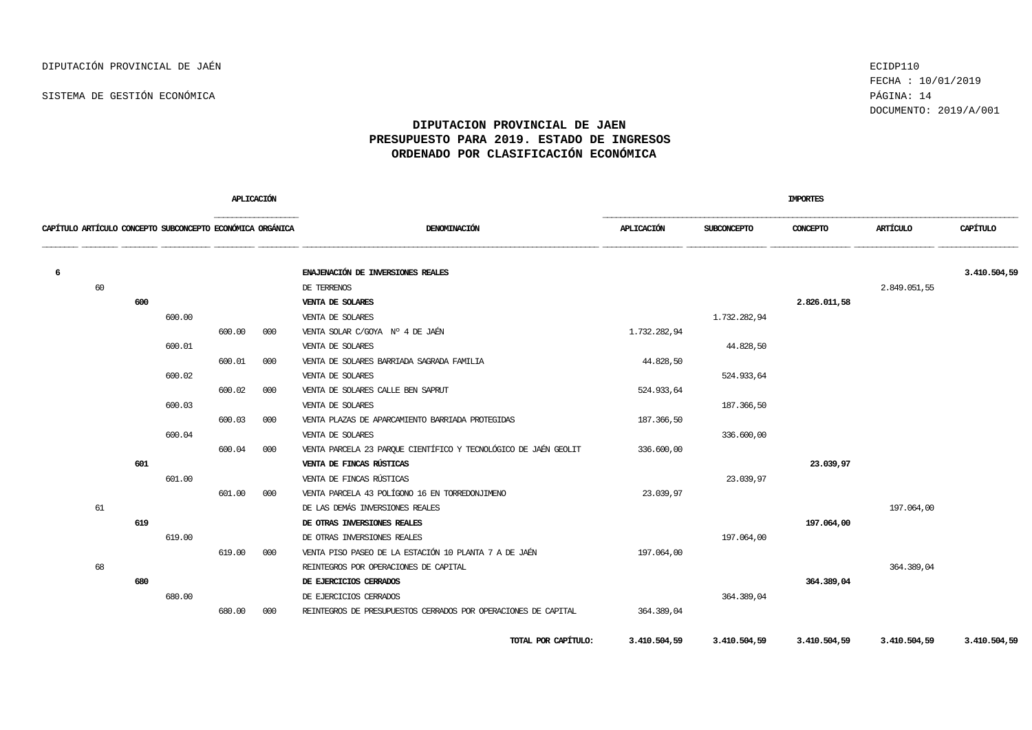DIPUTACIÓN PROVINCIAL DE JAÉN

SISTEMA DE GESTIÓN ECONÓMICA

ECIDP110
FECHA : 10/01/2019
DOCUMENTO: 2019/A/001

# DIPUTACION PROVINCIAL DE JAEN
## PRESUPUESTO PARA 2019. ESTADO DE INGRESOS
## ORDENADO POR CLASIFICACIÓN ECONÓMICA

| CAPÍTULO | ARTÍCULO | CONCEPTO | SUBCONCEPTO | APLICACIÓN ECONÓMICA | APLICACIÓN ORGÁNICA | DENOMINACIÓN | IMPORTES APLICACIÓN | IMPORTES SUBCONCEPTO | IMPORTES CONCEPTO | IMPORTES ARTÍCULO | IMPORTES CAPÍTULO |
|---|---|---|---|---|---|---|---|---|---|---|---|
| **6** | | | | | | **ENAJENACIÓN DE INVERSIONES REALES** | | | | | **3.410.504,59** |
| | 60 | | | | | DE TERRENOS | | | | 2.849.051,55 | |
| | | **600** | | | | **VENTA DE SOLARES** | | | **2.826.011,58** | | |
| | | | 600.00 | | | VENTA DE SOLARES | | 1.732.282,94 | | | |
| | | | | 600.00 | 000 | VENTA SOLAR C/GOYA Nº 4 DE JAÉN | 1.732.282,94 | | | | |
| | | | 600.01 | | | VENTA DE SOLARES | | 44.828,50 | | | |
| | | | | 600.01 | 000 | VENTA DE SOLARES BARRIADA SAGRADA FAMILIA | 44.828,50 | | | | |
| | | | 600.02 | | | VENTA DE SOLARES | | 524.933,64 | | | |
| | | | | 600.02 | 000 | VENTA DE SOLARES CALLE BEN SAPRUT | 524.933,64 | | | | |
| | | | 600.03 | | | VENTA DE SOLARES | | 187.366,50 | | | |
| | | | | 600.03 | 000 | VENTA PLAZAS DE APARCAMIENTO BARRIADA PROTEGIDAS | 187.366,50 | | | | |
| | | | 600.04 | | | VENTA DE SOLARES | | 336.600,00 | | | |
| | | | | 600.04 | 000 | VENTA PARCELA 23 PARQUE CIENTÍFICO Y TECNOLÓGICO DE JAÉN GEOLIT | 336.600,00 | | | | |
| | | **601** | | | | **VENTA DE FINCAS RÚSTICAS** | | | **23.039,97** | | |
| | | | 601.00 | | | VENTA DE FINCAS RÚSTICAS | | 23.039,97 | | | |
| | | | | 601.00 | 000 | VENTA PARCELA 43 POLÍGONO 16 EN TORREDONJIMENO | 23.039,97 | | | | |
| | 61 | | | | | DE LAS DEMÁS INVERSIONES REALES | | | | 197.064,00 | |
| | | **619** | | | | **DE OTRAS INVERSIONES REALES** | | | **197.064,00** | | |
| | | | 619.00 | | | DE OTRAS INVERSIONES REALES | | 197.064,00 | | | |
| | | | | 619.00 | 000 | VENTA PISO PASEO DE LA ESTACIÓN 10 PLANTA 7 A DE JAÉN | 197.064,00 | | | | |
| | 68 | | | | | REINTEGROS POR OPERACIONES DE CAPITAL | | | | 364.389,04 | |
| | | **680** | | | | **DE EJERCICIOS CERRADOS** | | | **364.389,04** | | |
| | | | 680.00 | | | DE EJERCICIOS CERRADOS | | 364.389,04 | | | |
| | | | | 680.00 | 000 | REINTEGROS DE PRESUPUESTOS CERRADOS POR OPERACIONES DE CAPITAL | 364.389,04 | | | | |
| | | | | | | **TOTAL POR CAPÍTULO:** | **3.410.504,59** | **3.410.504,59** | **3.410.504,59** | **3.410.504,59** | **3.410.504,59** |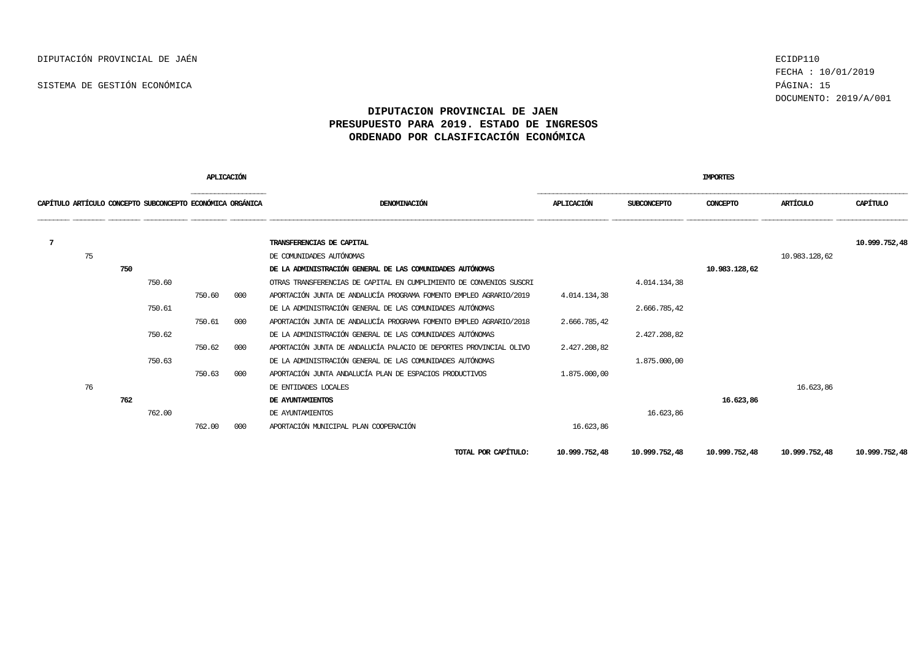DIPUTACIÓN PROVINCIAL DE JAÉN

SISTEMA DE GESTIÓN ECONÓMICA

ECIDP110
FECHA : 10/01/2019
DOCUMENTO: 2019/A/001

# DIPUTACION PROVINCIAL DE JAEN
## PRESUPUESTO PARA 2019. ESTADO DE INGRESOS
## ORDENADO POR CLASIFICACIÓN ECONÓMICA

| CAPÍTULO | ARTÍCULO | CONCEPTO | SUBCONCEPTO | APLICACIÓN ECONÓMICA | APLICACIÓN ORGÁNICA | DENOMINACIÓN | IMPORTES APLICACIÓN | IMPORTES SUBCONCEPTO | IMPORTES CONCEPTO | IMPORTES ARTÍCULO | IMPORTES CAPÍTULO |
|---|---|---|---|---|---|---|---|---|---|---|---|
| **7** | | | | | | **TRANSFERENCIAS DE CAPITAL** | | | | | **10.999.752,48** |
| | 75 | | | | | DE COMUNIDADES AUTÓNOMAS | | | | 10.983.128,62 | |
| | | **750** | | | | **DE LA ADMINISTRACIÓN GENERAL DE LAS COMUNIDADES AUTÓNOMAS** | | | **10.983.128,62** | | |
| | | | 750.60 | | | OTRAS TRANSFERENCIAS DE CAPITAL EN CUMPLIMIENTO DE CONVENIOS SUSCRI | | 4.014.134,38 | | | |
| | | | | 750.60 | 000 | APORTACIÓN JUNTA DE ANDALUCÍA PROGRAMA FOMENTO EMPLEO AGRARIO/2019 | 4.014.134,38 | | | | |
| | | | 750.61 | | | DE LA ADMINISTRACIÓN GENERAL DE LAS COMUNIDADES AUTÓNOMAS | | 2.666.785,42 | | | |
| | | | | 750.61 | 000 | APORTACIÓN JUNTA DE ANDALUCÍA PROGRAMA FOMENTO EMPLEO AGRARIO/2018 | 2.666.785,42 | | | | |
| | | | 750.62 | | | DE LA ADMINISTRACIÓN GENERAL DE LAS COMUNIDADES AUTÓNOMAS | | 2.427.208,82 | | | |
| | | | | 750.62 | 000 | APORTACIÓN JUNTA DE ANDALUCÍA PALACIO DE DEPORTES PROVINCIAL OLIVO | 2.427.208,82 | | | | |
| | | | 750.63 | | | DE LA ADMINISTRACIÓN GENERAL DE LAS COMUNIDADES AUTÓNOMAS | | 1.875.000,00 | | | |
| | | | | 750.63 | 000 | APORTACIÓN JUNTA ANDALUCÍA PLAN DE ESPACIOS PRODUCTIVOS | 1.875.000,00 | | | | |
| | 76 | | | | | DE ENTIDADES LOCALES | | | | 16.623,86 | |
| | | **762** | | | | **DE AYUNTAMIENTOS** | | | **16.623,86** | | |
| | | | 762.00 | | | DE AYUNTAMIENTOS | | 16.623,86 | | | |
| | | | | 762.00 | 000 | APORTACIÓN MUNICIPAL PLAN COOPERACIÓN | 16.623,86 | | | | |
| | | | | | | **TOTAL POR CAPÍTULO:** | **10.999.752,48** | **10.999.752,48** | **10.999.752,48** | **10.999.752,48** | **10.999.752,48** |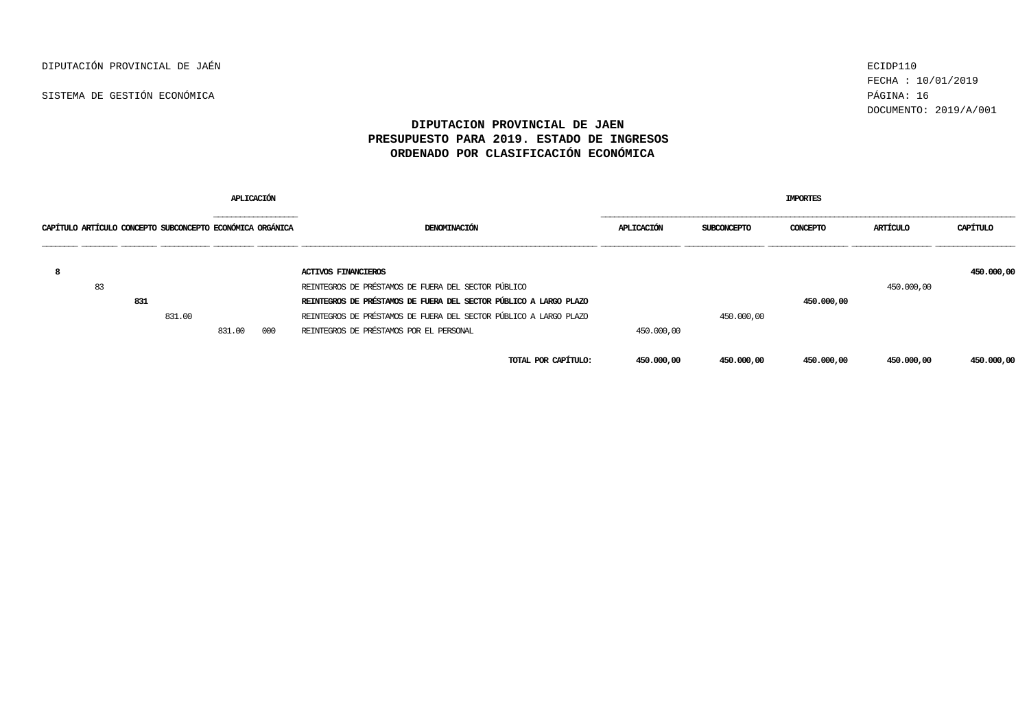DIPUTACIÓN PROVINCIAL DE JAÉN

SISTEMA DE GESTIÓN ECONÓMICA

ECIDP110
FECHA : 10/01/2019
DOCUMENTO: 2019/A/001

## DIPUTACION PROVINCIAL DE JAEN
## PRESUPUESTO PARA 2019. ESTADO DE INGRESOS
## ORDENADO POR CLASIFICACIÓN ECONÓMICA

| APLICACIÓN | | | | | | | IMPORTES | | | | |
|---|---|---|---|---|---|---|---|---|---|---|---|
| CAPÍTULO | ARTÍCULO | CONCEPTO | SUBCONCEPTO | ECONÓMICA | ORGÁNICA | DENOMINACIÓN | APLICACIÓN | SUBCONCEPTO | CONCEPTO | ARTÍCULO | CAPÍTULO |
| **8** | | | | | | **ACTIVOS FINANCIEROS** | | | | | **450.000,00** |
| | 83 | | | | | REINTEGROS DE PRÉSTAMOS DE FUERA DEL SECTOR PÚBLICO | | | | 450.000,00 | |
| | | **831** | | | | **REINTEGROS DE PRÉSTAMOS DE FUERA DEL SECTOR PÚBLICO A LARGO PLAZO** | | | **450.000,00** | | |
| | | | 831.00 | | | REINTEGROS DE PRÉSTAMOS DE FUERA DEL SECTOR PÚBLICO A LARGO PLAZO | | 450.000,00 | | | |
| | | | | 831.00 | 000 | REINTEGROS DE PRÉSTAMOS POR EL PERSONAL | 450.000,00 | | | | |
| | | | | | | **TOTAL POR CAPÍTULO:** | **450.000,00** | **450.000,00** | **450.000,00** | **450.000,00** | **450.000,00** |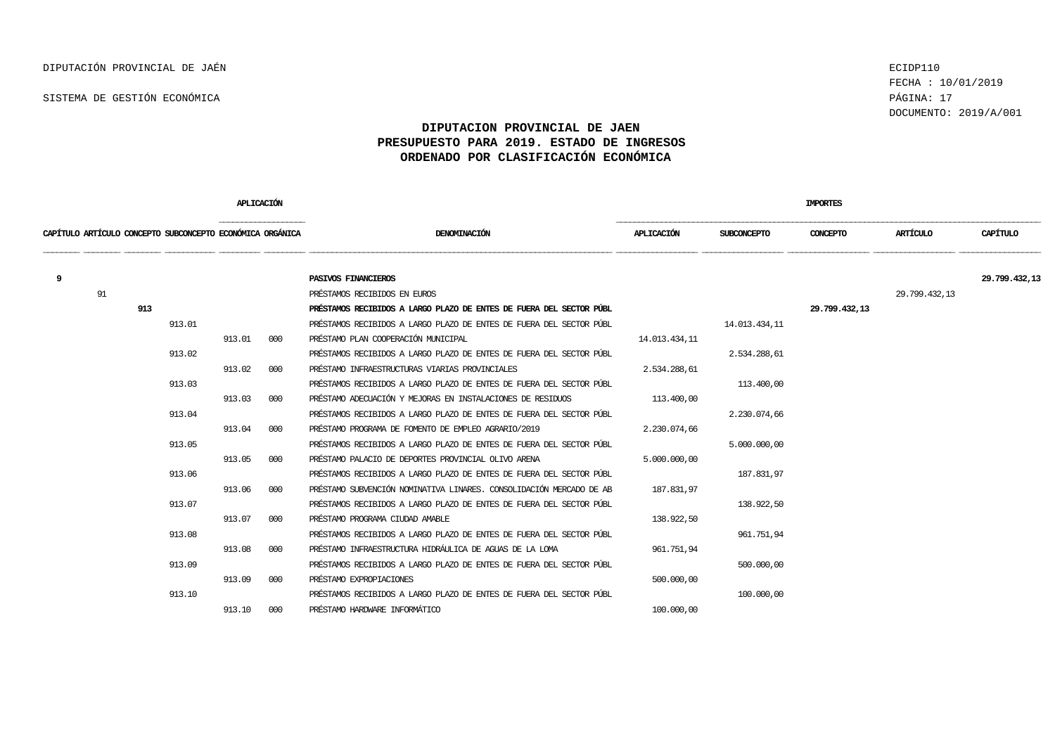DIPUTACIÓN PROVINCIAL DE JAÉN

SISTEMA DE GESTIÓN ECONÓMICA

ECIDP110
FECHA : 10/01/2019
DOCUMENTO: 2019/A/001

# DIPUTACION PROVINCIAL DE JAEN
## PRESUPUESTO PARA 2019. ESTADO DE INGRESOS
## ORDENADO POR CLASIFICACIÓN ECONÓMICA

| APLICACIÓN | | | | | | | IMPORTES | | | | |
|---|---|---|---|---|---|---|---|---|---|---|---|
| CAPÍTULO | ARTÍCULO | CONCEPTO | SUBCONCEPTO | ECONÓMICA | ORGÁNICA | DENOMINACIÓN | APLICACIÓN | SUBCONCEPTO | CONCEPTO | ARTÍCULO | CAPÍTULO |
| **9** | | | | | | **PASIVOS FINANCIEROS** | | | | | **29.799.432,13** |
| | 91 | | | | | PRÉSTAMOS RECIBIDOS EN EUROS | | | | 29.799.432,13 | |
| | | **913** | | | | **PRÉSTAMOS RECIBIDOS A LARGO PLAZO DE ENTES DE FUERA DEL SECTOR PÚBL** | | | **29.799.432,13** | | |
| | | | 913.01 | | | PRÉSTAMOS RECIBIDOS A LARGO PLAZO DE ENTES DE FUERA DEL SECTOR PÚBL | | 14.013.434,11 | | | |
| | | | | 913.01 | 000 | PRÉSTAMO PLAN COOPERACIÓN MUNICIPAL | 14.013.434,11 | | | | |
| | | | 913.02 | | | PRÉSTAMOS RECIBIDOS A LARGO PLAZO DE ENTES DE FUERA DEL SECTOR PÚBL | | 2.534.288,61 | | | |
| | | | | 913.02 | 000 | PRÉSTAMO INFRAESTRUCTURAS VIARIAS PROVINCIALES | 2.534.288,61 | | | | |
| | | | 913.03 | | | PRÉSTAMOS RECIBIDOS A LARGO PLAZO DE ENTES DE FUERA DEL SECTOR PÚBL | | 113.400,00 | | | |
| | | | | 913.03 | 000 | PRÉSTAMO ADECUACIÓN Y MEJORAS EN INSTALACIONES DE RESIDUOS | 113.400,00 | | | | |
| | | | 913.04 | | | PRÉSTAMOS RECIBIDOS A LARGO PLAZO DE ENTES DE FUERA DEL SECTOR PÚBL | | 2.230.074,66 | | | |
| | | | | 913.04 | 000 | PRÉSTAMO PROGRAMA DE FOMENTO DE EMPLEO AGRARIO/2019 | 2.230.074,66 | | | | |
| | | | 913.05 | | | PRÉSTAMOS RECIBIDOS A LARGO PLAZO DE ENTES DE FUERA DEL SECTOR PÚBL | | 5.000.000,00 | | | |
| | | | | 913.05 | 000 | PRÉSTAMO PALACIO DE DEPORTES PROVINCIAL OLIVO ARENA | 5.000.000,00 | | | | |
| | | | 913.06 | | | PRÉSTAMOS RECIBIDOS A LARGO PLAZO DE ENTES DE FUERA DEL SECTOR PÚBL | | 187.831,97 | | | |
| | | | | 913.06 | 000 | PRÉSTAMO SUBVENCIÓN NOMINATIVA LINARES. CONSOLIDACIÓN MERCADO DE AB | 187.831,97 | | | | |
| | | | 913.07 | | | PRÉSTAMOS RECIBIDOS A LARGO PLAZO DE ENTES DE FUERA DEL SECTOR PÚBL | | 138.922,50 | | | |
| | | | | 913.07 | 000 | PRÉSTAMO PROGRAMA CIUDAD AMABLE | 138.922,50 | | | | |
| | | | 913.08 | | | PRÉSTAMOS RECIBIDOS A LARGO PLAZO DE ENTES DE FUERA DEL SECTOR PÚBL | | 961.751,94 | | | |
| | | | | 913.08 | 000 | PRÉSTAMO INFRAESTRUCTURA HIDRÁULICA DE AGUAS DE LA LOMA | 961.751,94 | | | | |
| | | | 913.09 | | | PRÉSTAMOS RECIBIDOS A LARGO PLAZO DE ENTES DE FUERA DEL SECTOR PÚBL | | 500.000,00 | | | |
| | | | | 913.09 | 000 | PRÉSTAMO EXPROPIACIONES | 500.000,00 | | | | |
| | | | 913.10 | | | PRÉSTAMOS RECIBIDOS A LARGO PLAZO DE ENTES DE FUERA DEL SECTOR PÚBL | | 100.000,00 | | | |
| | | | | 913.10 | 000 | PRÉSTAMO HARDWARE INFORMÁTICO | 100.000,00 | | | | |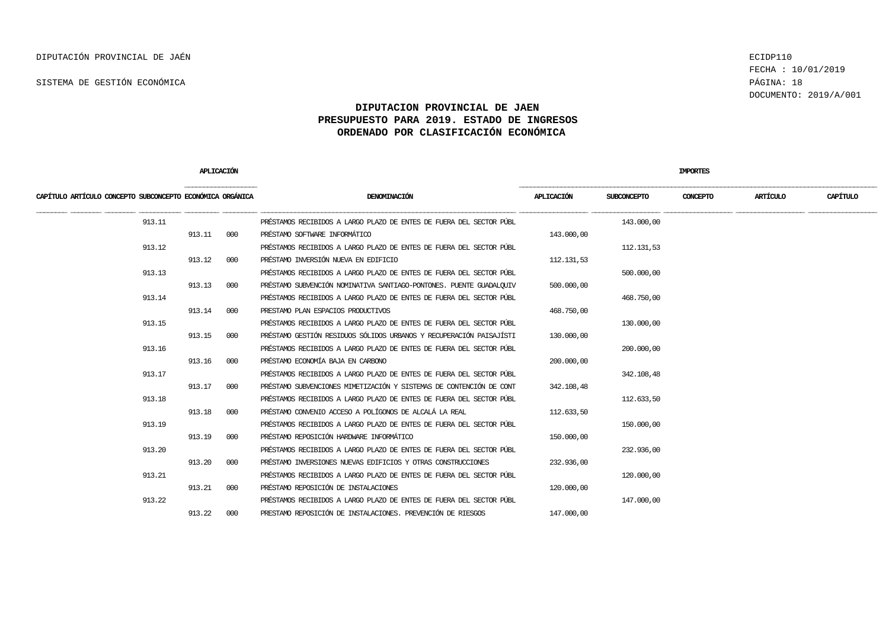DIPUTACIÓN PROVINCIAL DE JAÉN

SISTEMA DE GESTIÓN ECONÓMICA

ECIDP110
FECHA : 10/01/2019
DOCUMENTO: 2019/A/001

## DIPUTACION PROVINCIAL DE JAEN
## PRESUPUESTO PARA 2019. ESTADO DE INGRESOS
## ORDENADO POR CLASIFICACIÓN ECONÓMICA

| CAPÍTULO | ARTÍCULO | CONCEPTO | SUBCONCEPTO | APLICACIÓN ECONÓMICA | APLICACIÓN ORGÁNICA | DENOMINACIÓN | IMPORTES APLICACIÓN | SUBCONCEPTO | CONCEPTO | ARTÍCULO | CAPÍTULO |
|---|---|---|---|---|---|---|---|---|---|---|---|
| | | | 913.11 | | | PRÉSTAMOS RECIBIDOS A LARGO PLAZO DE ENTES DE FUERA DEL SECTOR PÚBL | | 143.000,00 | | | |
| | | | | 913.11 | 000 | PRÉSTAMO SOFTWARE INFORMÁTICO | 143.000,00 | | | | |
| | | | 913.12 | | | PRÉSTAMOS RECIBIDOS A LARGO PLAZO DE ENTES DE FUERA DEL SECTOR PÚBL | | 112.131,53 | | | |
| | | | | 913.12 | 000 | PRÉSTAMO INVERSIÓN NUEVA EN EDIFICIO | 112.131,53 | | | | |
| | | | 913.13 | | | PRÉSTAMOS RECIBIDOS A LARGO PLAZO DE ENTES DE FUERA DEL SECTOR PÚBL | | 500.000,00 | | | |
| | | | | 913.13 | 000 | PRÉSTAMO SUBVENCIÓN NOMINATIVA SANTIAGO-PONTONES. PUENTE GUADALQUIV | 500.000,00 | | | | |
| | | | 913.14 | | | PRÉSTAMOS RECIBIDOS A LARGO PLAZO DE ENTES DE FUERA DEL SECTOR PÚBL | | 468.750,00 | | | |
| | | | | 913.14 | 000 | PRESTAMO PLAN ESPACIOS PRODUCTIVOS | 468.750,00 | | | | |
| | | | 913.15 | | | PRÉSTAMOS RECIBIDOS A LARGO PLAZO DE ENTES DE FUERA DEL SECTOR PÚBL | | 130.000,00 | | | |
| | | | | 913.15 | 000 | PRÉSTAMO GESTIÓN RESIDUOS SÓLIDOS URBANOS Y RECUPERACIÓN PAISAJÍSTI | 130.000,00 | | | | |
| | | | 913.16 | | | PRÉSTAMOS RECIBIDOS A LARGO PLAZO DE ENTES DE FUERA DEL SECTOR PÚBL | | 200.000,00 | | | |
| | | | | 913.16 | 000 | PRÉSTAMO ECONOMÍA BAJA EN CARBONO | 200.000,00 | | | | |
| | | | 913.17 | | | PRÉSTAMOS RECIBIDOS A LARGO PLAZO DE ENTES DE FUERA DEL SECTOR PÚBL | | 342.108,48 | | | |
| | | | | 913.17 | 000 | PRÉSTAMO SUBVENCIONES MIMETIZACIÓN Y SISTEMAS DE CONTENCIÓN DE CONT | 342.108,48 | | | | |
| | | | 913.18 | | | PRÉSTAMOS RECIBIDOS A LARGO PLAZO DE ENTES DE FUERA DEL SECTOR PÚBL | | 112.633,50 | | | |
| | | | | 913.18 | 000 | PRÉSTAMO CONVENIO ACCESO A POLÍGONOS DE ALCALÁ LA REAL | 112.633,50 | | | | |
| | | | 913.19 | | | PRÉSTAMOS RECIBIDOS A LARGO PLAZO DE ENTES DE FUERA DEL SECTOR PÚBL | | 150.000,00 | | | |
| | | | | 913.19 | 000 | PRÉSTAMO REPOSICIÓN HARDWARE INFORMÁTICO | 150.000,00 | | | | |
| | | | 913.20 | | | PRÉSTAMOS RECIBIDOS A LARGO PLAZO DE ENTES DE FUERA DEL SECTOR PÚBL | | 232.936,00 | | | |
| | | | | 913.20 | 000 | PRÉSTAMO INVERSIONES NUEVAS EDIFICIOS Y OTRAS CONSTRUCCIONES | 232.936,00 | | | | |
| | | | 913.21 | | | PRÉSTAMOS RECIBIDOS A LARGO PLAZO DE ENTES DE FUERA DEL SECTOR PÚBL | | 120.000,00 | | | |
| | | | | 913.21 | 000 | PRÉSTAMO REPOSICIÓN DE INSTALACIONES | 120.000,00 | | | | |
| | | | 913.22 | | | PRÉSTAMOS RECIBIDOS A LARGO PLAZO DE ENTES DE FUERA DEL SECTOR PÚBL | | 147.000,00 | | | |
| | | | | 913.22 | 000 | PRESTAMO REPOSICIÓN DE INSTALACIONES. PREVENCIÓN DE RIESGOS | 147.000,00 | | | | |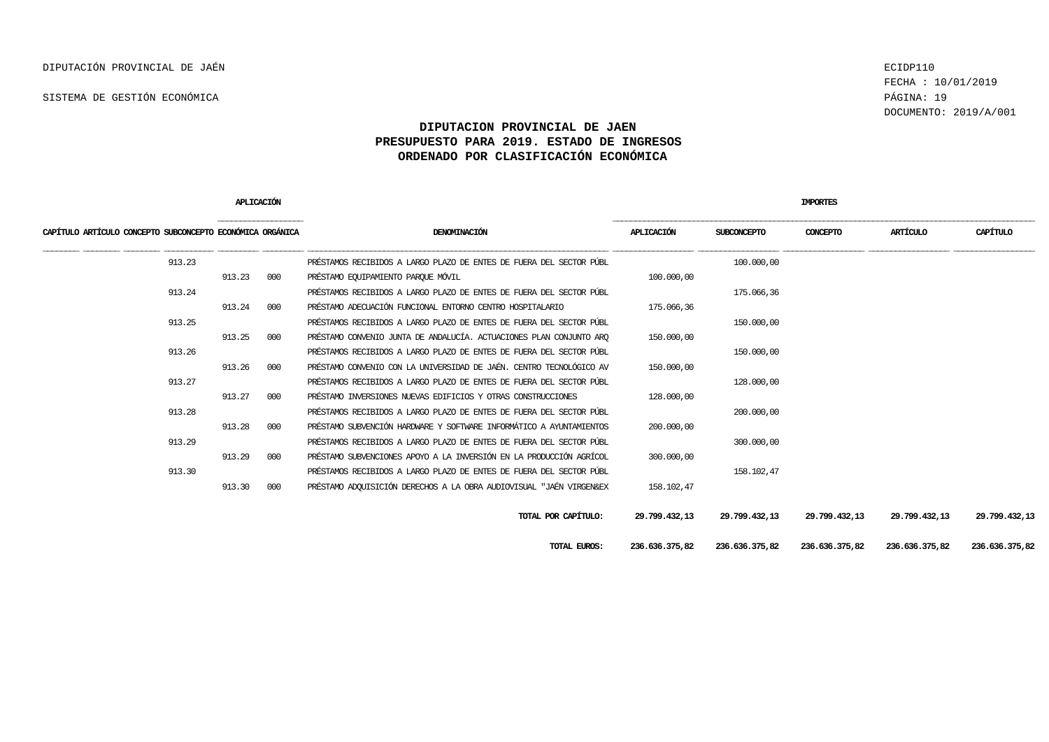DIPUTACIÓN PROVINCIAL DE JAÉN

SISTEMA DE GESTIÓN ECONÓMICA

ECIDP110
FECHA : 10/01/2019
DOCUMENTO: 2019/A/001

## DIPUTACION PROVINCIAL DE JAEN
## PRESUPUESTO PARA 2019. ESTADO DE INGRESOS
## ORDENADO POR CLASIFICACIÓN ECONÓMICA

| APLICACIÓN | | | | | | | IMPORTES | | | | |
|---|---|---|---|---|---|---|---|---|---|---|---|
| CAPÍTULO | ARTÍCULO | CONCEPTO | SUBCONCEPTO | ECONÓMICA | ORGÁNICA | DENOMINACIÓN | APLICACIÓN | SUBCONCEPTO | CONCEPTO | ARTÍCULO | CAPÍTULO |
| | | | 913.23 | | | PRÉSTAMOS RECIBIDOS A LARGO PLAZO DE ENTES DE FUERA DEL SECTOR PÚBL | | 100.000,00 | | | |
| | | | | 913.23 | 000 | PRÉSTAMO EQUIPAMIENTO PARQUE MÓVIL | 100.000,00 | | | | |
| | | | 913.24 | | | PRÉSTAMOS RECIBIDOS A LARGO PLAZO DE ENTES DE FUERA DEL SECTOR PÚBL | | 175.066,36 | | | |
| | | | | 913.24 | 000 | PRÉSTAMO ADECUACIÓN FUNCIONAL ENTORNO CENTRO HOSPITALARIO | 175.066,36 | | | | |
| | | | 913.25 | | | PRÉSTAMOS RECIBIDOS A LARGO PLAZO DE ENTES DE FUERA DEL SECTOR PÚBL | | 150.000,00 | | | |
| | | | | 913.25 | 000 | PRÉSTAMO CONVENIO JUNTA DE ANDALUCÍA. ACTUACIONES PLAN CONJUNTO ARQ | 150.000,00 | | | | |
| | | | 913.26 | | | PRÉSTAMOS RECIBIDOS A LARGO PLAZO DE ENTES DE FUERA DEL SECTOR PÚBL | | 150.000,00 | | | |
| | | | | 913.26 | 000 | PRÉSTAMO CONVENIO CON LA UNIVERSIDAD DE JAÉN. CENTRO TECNOLÓGICO AV | 150.000,00 | | | | |
| | | | 913.27 | | | PRÉSTAMOS RECIBIDOS A LARGO PLAZO DE ENTES DE FUERA DEL SECTOR PÚBL | | 128.000,00 | | | |
| | | | | 913.27 | 000 | PRÉSTAMO INVERSIONES NUEVAS EDIFICIOS Y OTRAS CONSTRUCCIONES | 128.000,00 | | | | |
| | | | 913.28 | | | PRÉSTAMOS RECIBIDOS A LARGO PLAZO DE ENTES DE FUERA DEL SECTOR PÚBL | | 200.000,00 | | | |
| | | | | 913.28 | 000 | PRÉSTAMO SUBVENCIÓN HARDWARE Y SOFTWARE INFORMÁTICO A AYUNTAMIENTOS | 200.000,00 | | | | |
| | | | 913.29 | | | PRÉSTAMOS RECIBIDOS A LARGO PLAZO DE ENTES DE FUERA DEL SECTOR PÚBL | | 300.000,00 | | | |
| | | | | 913.29 | 000 | PRÉSTAMO SUBVENCIONES APOYO A LA INVERSIÓN EN LA PRODUCCIÓN AGRÍCOL | 300.000,00 | | | | |
| | | | 913.30 | | | PRÉSTAMOS RECIBIDOS A LARGO PLAZO DE ENTES DE FUERA DEL SECTOR PÚBL | | 158.102,47 | | | |
| | | | | 913.30 | 000 | PRÉSTAMO ADQUISICIÓN DERECHOS A LA OBRA AUDIOVISUAL "JAÉN VIRGEN&EX | 158.102,47 | | | | |
| | | | | | | **TOTAL POR CAPÍTULO:** | **29.799.432,13** | **29.799.432,13** | **29.799.432,13** | **29.799.432,13** | **29.799.432,13** |
| | | | | | | **TOTAL EUROS:** | **236.636.375,82** | **236.636.375,82** | **236.636.375,82** | **236.636.375,82** | **236.636.375,82** |